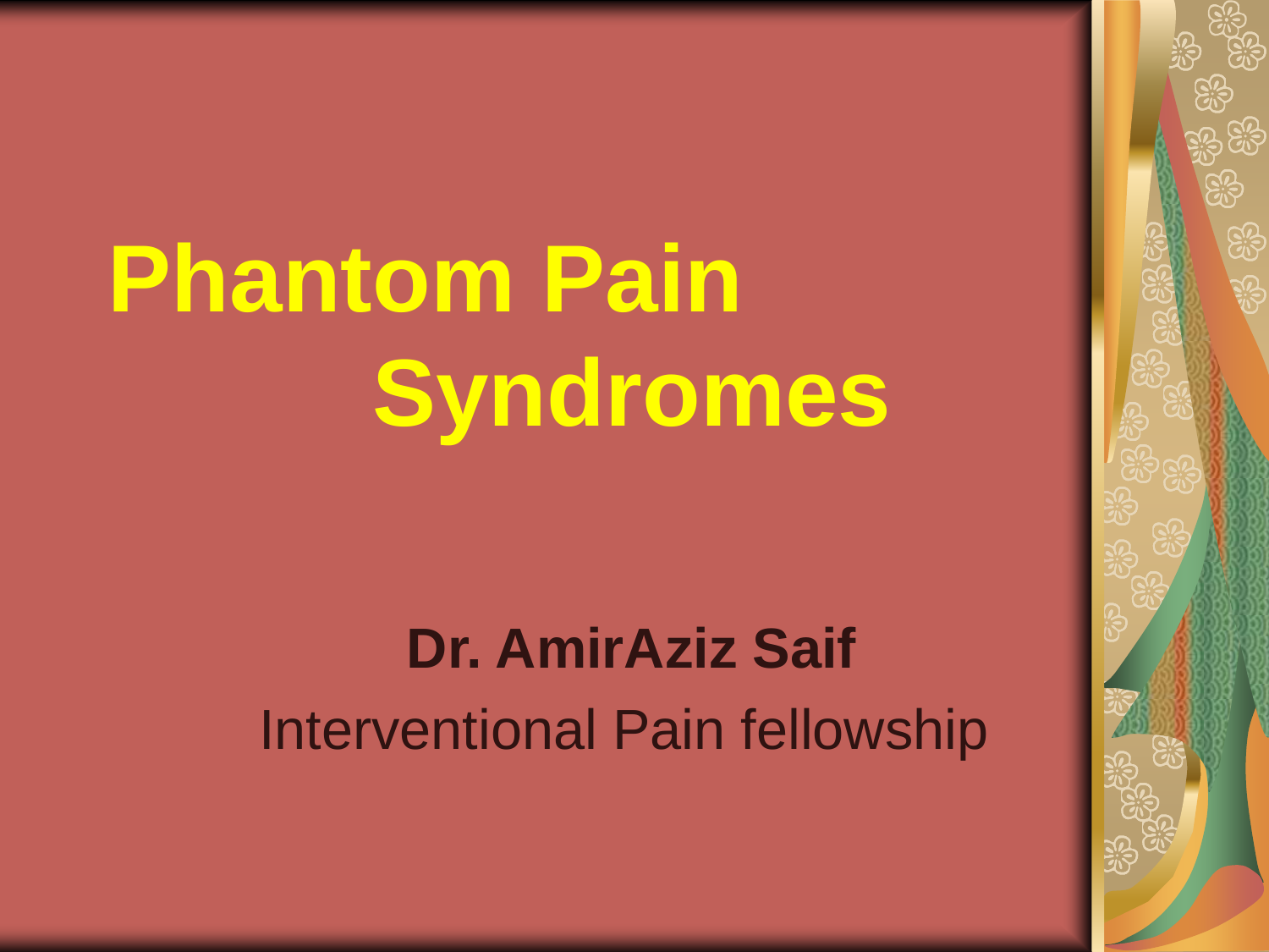# Phantom Pain Syndromes

**Dr. AmirAziz Saif**

Interventional Pain fellowship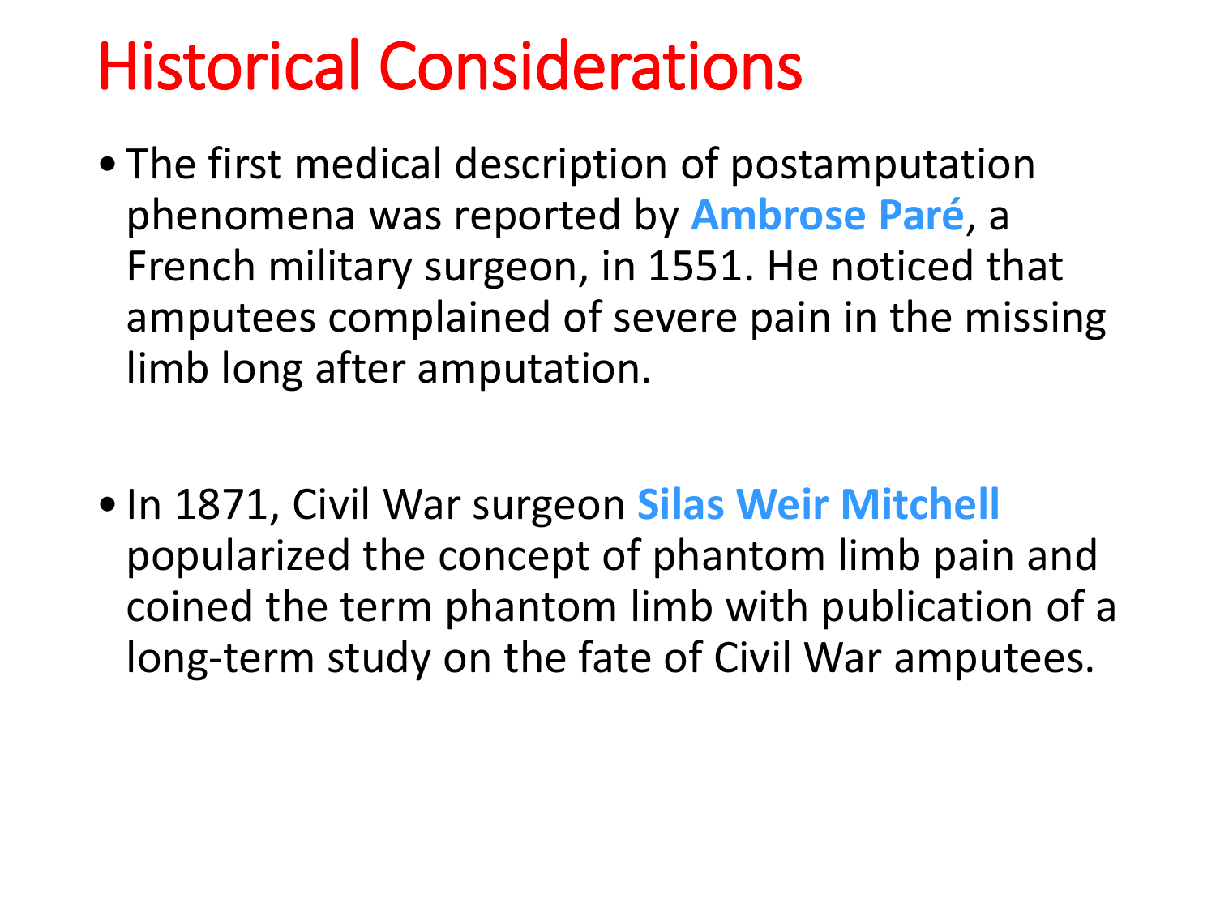# Historical Considerations

- The first medical description of postamputation phenomena was reported by **Ambrose Paré**, a French military surgeon, in 1551. He noticed that amputees complained of severe pain in the missing limb long after amputation.

- In 1871, Civil War surgeon **Silas Weir Mitchell** popularized the concept of phantom limb pain and coined the term phantom limb with publication of a long-term study on the fate of Civil War amputees.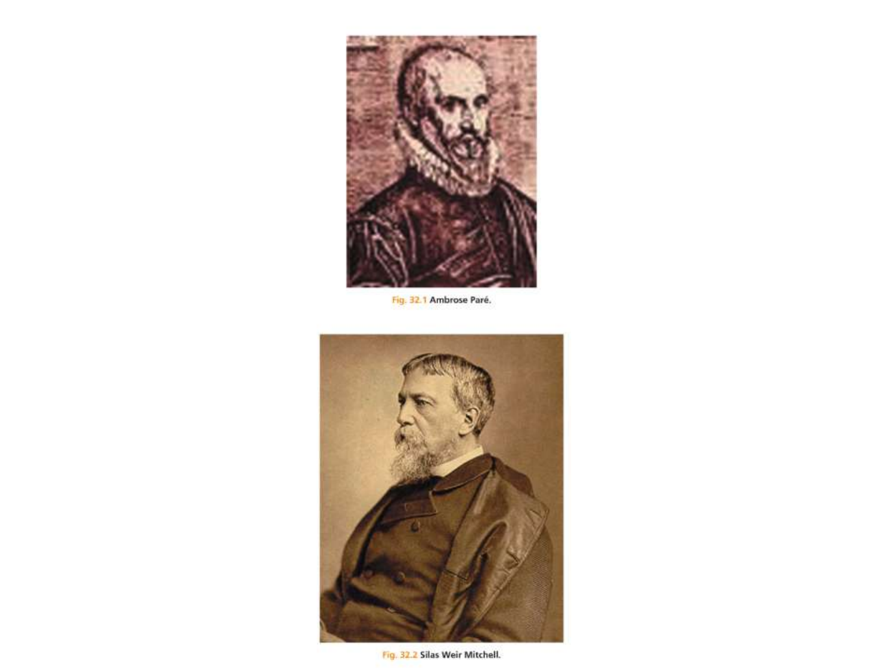Fig. 32.1 Ambrose Paré.

Fig. 32.2 Silas Weir Mitchell.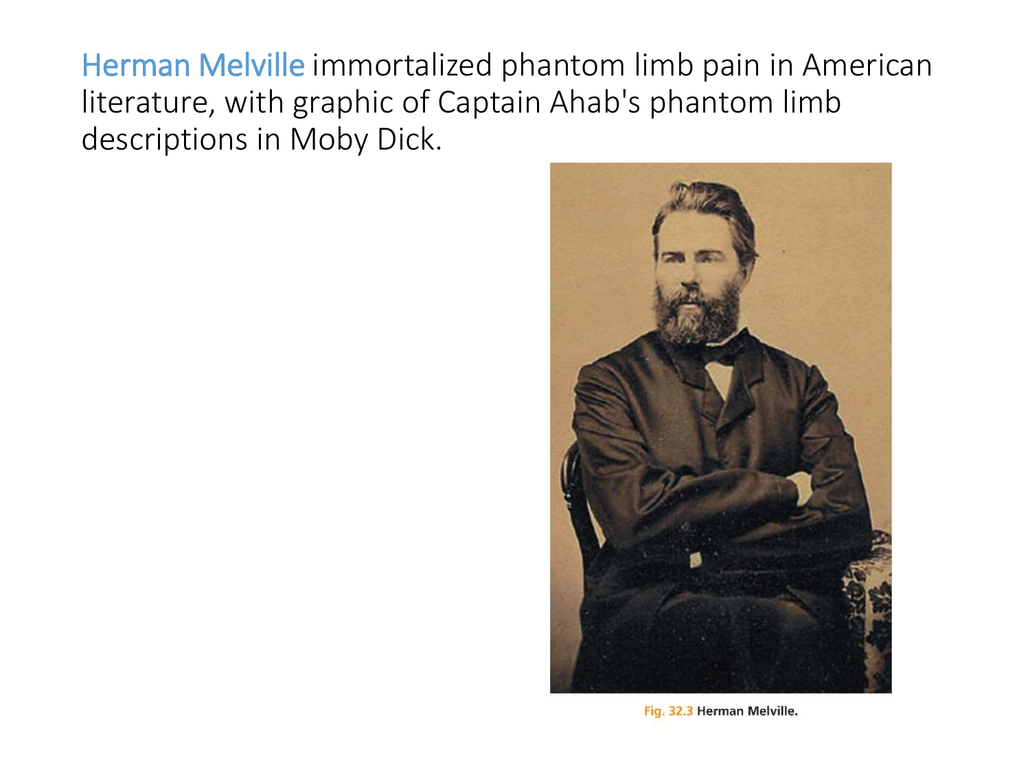Herman Melville immortalized phantom limb pain in American literature, with graphic of Captain Ahab's phantom limb descriptions in Moby Dick.

Fig. 32.3 Herman Melville.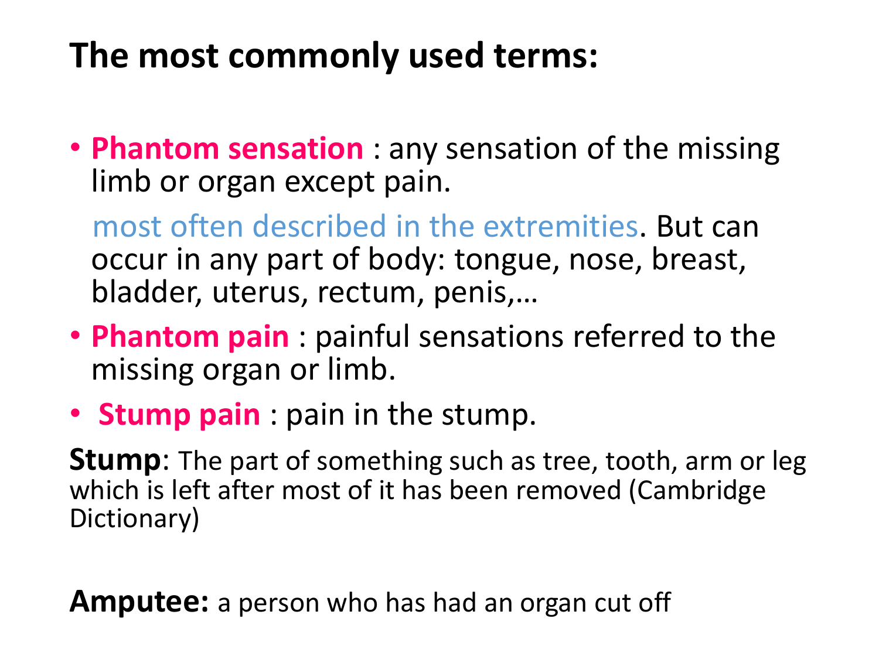# The most commonly used terms:

- **Phantom sensation** : any sensation of the missing limb or organ except pain.

  most often described in the extremities. But can occur in any part of body: tongue, nose, breast, bladder, uterus, rectum, penis,…

- **Phantom pain** : painful sensations referred to the missing organ or limb.
- **Stump pain** : pain in the stump.

**Stump**: The part of something such as tree, tooth, arm or leg which is left after most of it has been removed (Cambridge Dictionary)

**Amputee:** a person who has had an organ cut off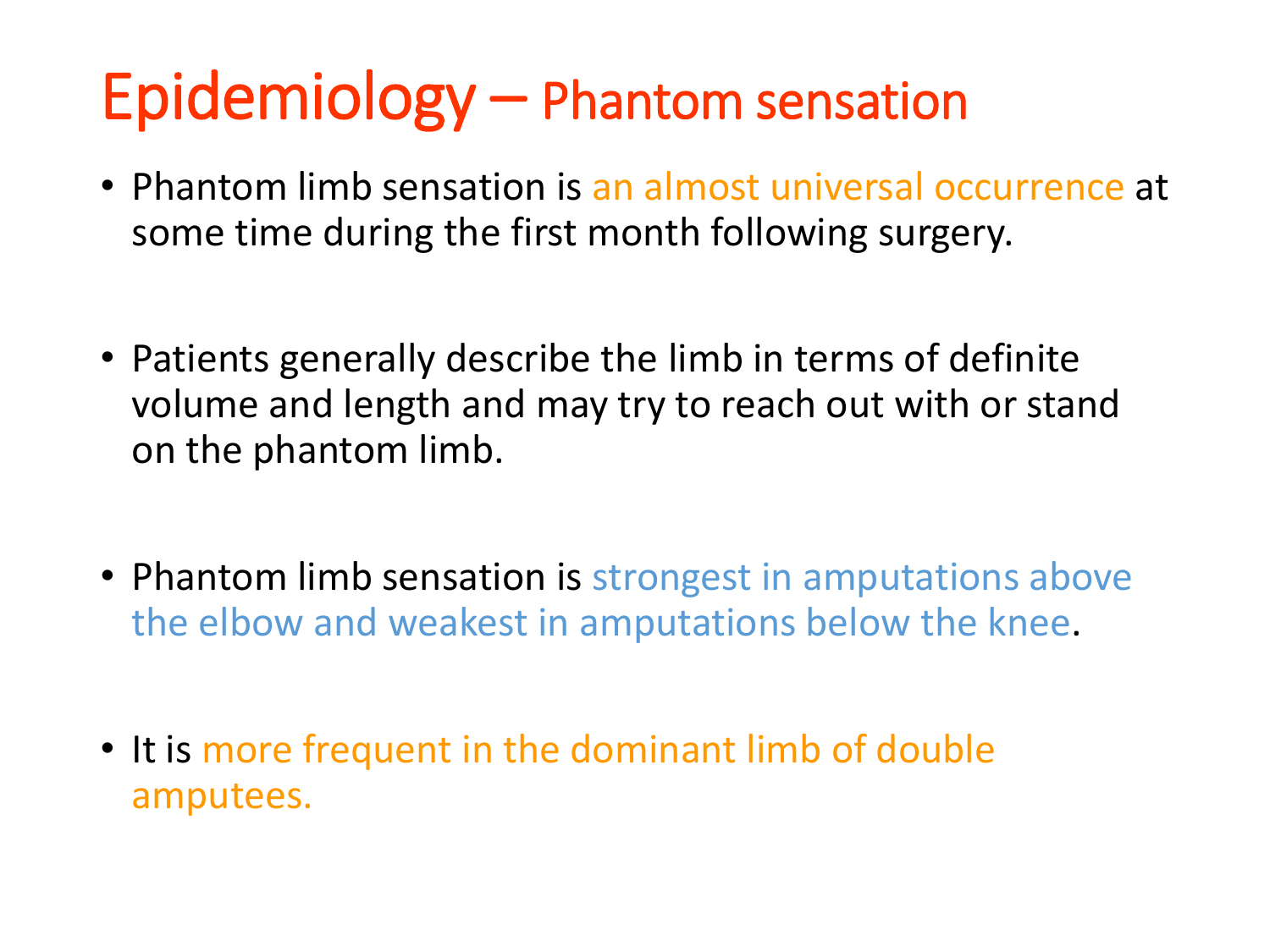# Epidemiology – Phantom sensation

- Phantom limb sensation is an almost universal occurrence at some time during the first month following surgery.
- Patients generally describe the limb in terms of definite volume and length and may try to reach out with or stand on the phantom limb.
- Phantom limb sensation is strongest in amputations above the elbow and weakest in amputations below the knee.
- It is more frequent in the dominant limb of double amputees.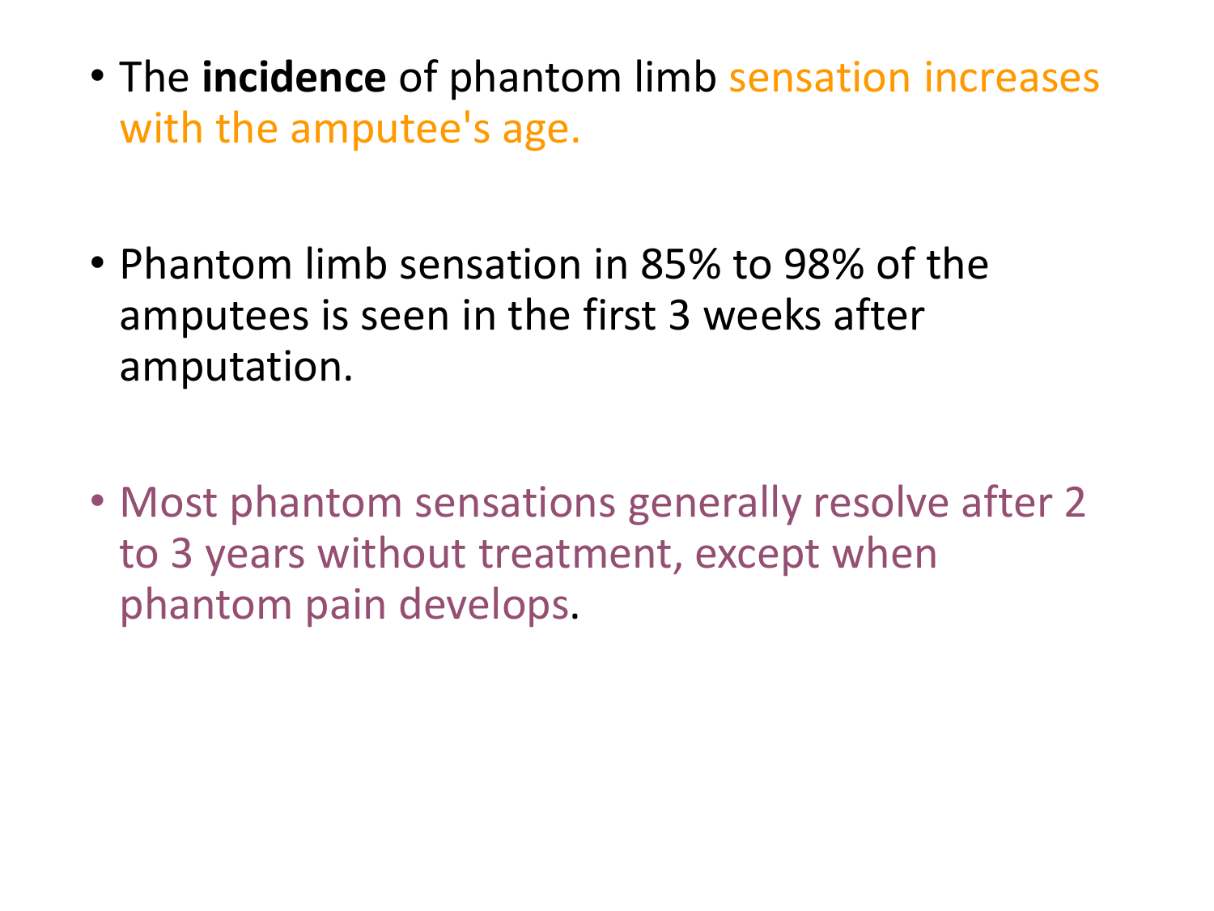- The **incidence** of phantom limb sensation increases with the amputee's age.

- Phantom limb sensation in 85% to 98% of the amputees is seen in the first 3 weeks after amputation.

- Most phantom sensations generally resolve after 2 to 3 years without treatment, except when phantom pain develops.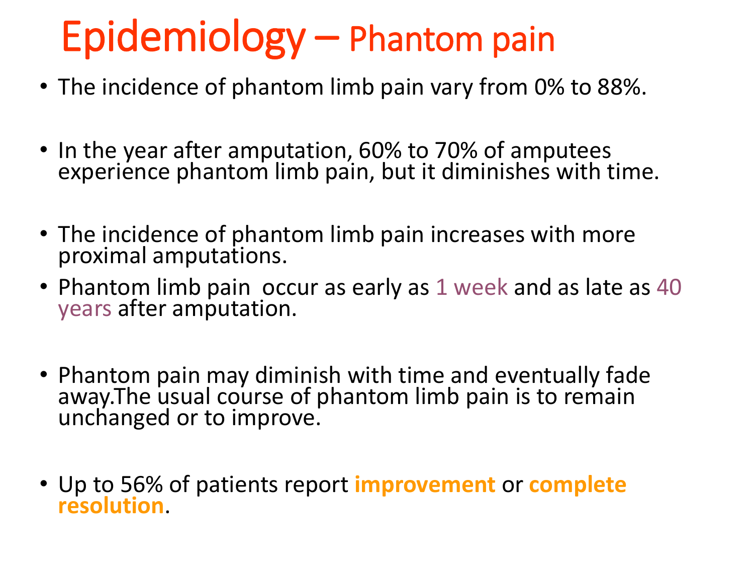# Epidemiology – Phantom pain

- The incidence of phantom limb pain vary from 0% to 88%.
- In the year after amputation, 60% to 70% of amputees experience phantom limb pain, but it diminishes with time.
- The incidence of phantom limb pain increases with more proximal amputations.
- Phantom limb pain occur as early as 1 week and as late as 40 years after amputation.
- Phantom pain may diminish with time and eventually fade away.The usual course of phantom limb pain is to remain unchanged or to improve.
- Up to 56% of patients report **improvement** or **complete resolution**.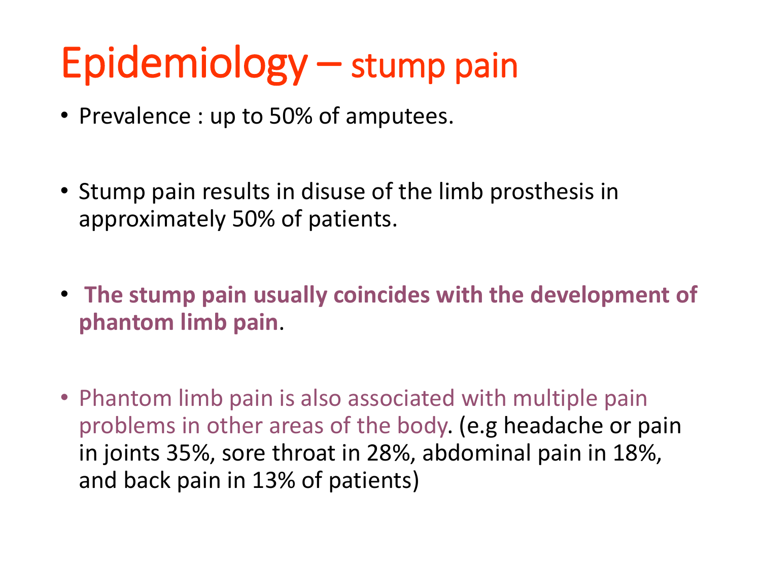# Epidemiology – stump pain

- Prevalence : up to 50% of amputees.
- Stump pain results in disuse of the limb prosthesis in approximately 50% of patients.
- **The stump pain usually coincides with the development of phantom limb pain**.
- Phantom limb pain is also associated with multiple pain problems in other areas of the body. (e.g headache or pain in joints 35%, sore throat in 28%, abdominal pain in 18%, and back pain in 13% of patients)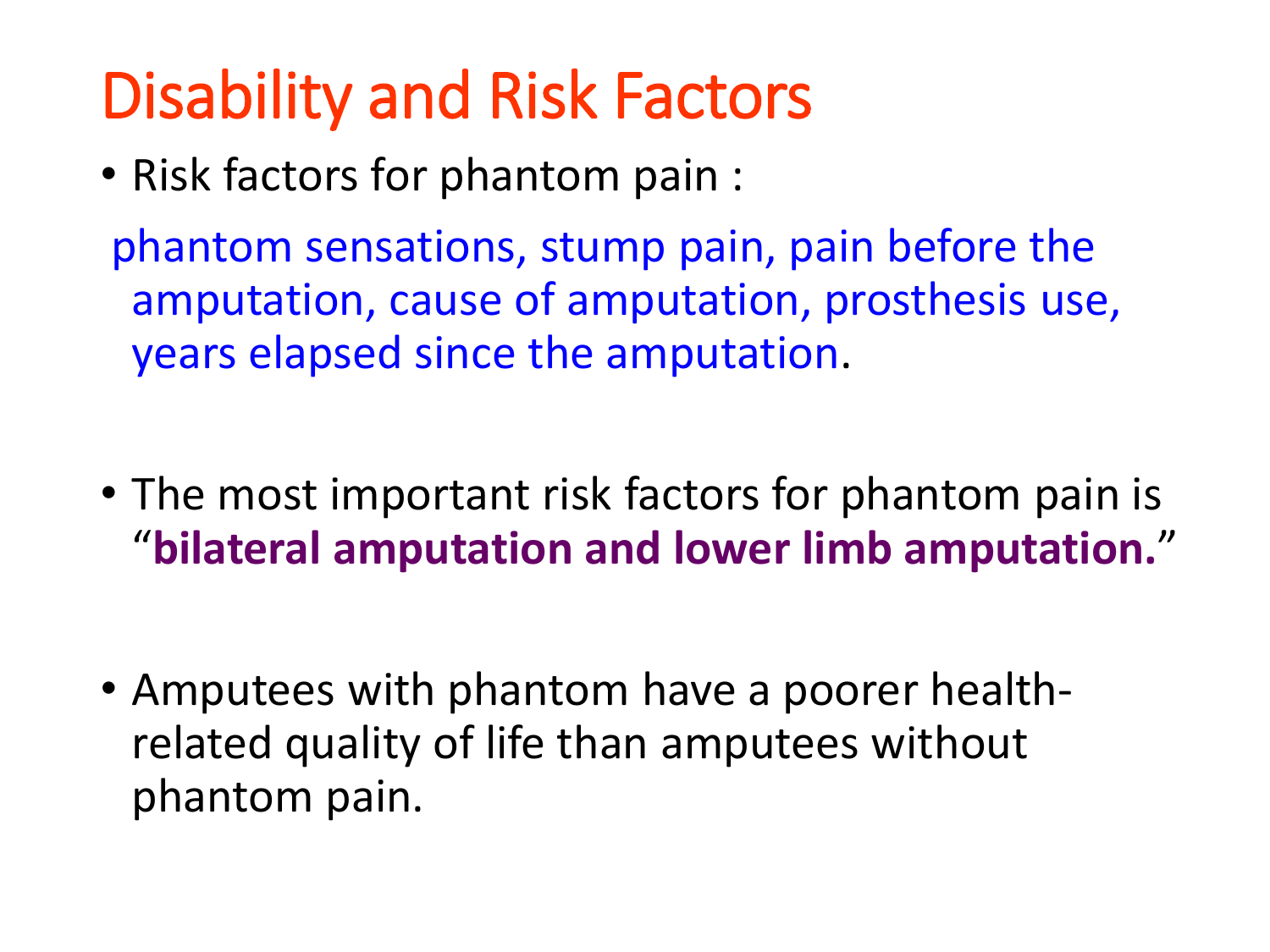# Disability and Risk Factors

- Risk factors for phantom pain :

  phantom sensations, stump pain, pain before the amputation, cause of amputation, prosthesis use, years elapsed since the amputation.

- The most important risk factors for phantom pain is "**bilateral amputation and lower limb amputation.**"

- Amputees with phantom have a poorer health-related quality of life than amputees without phantom pain.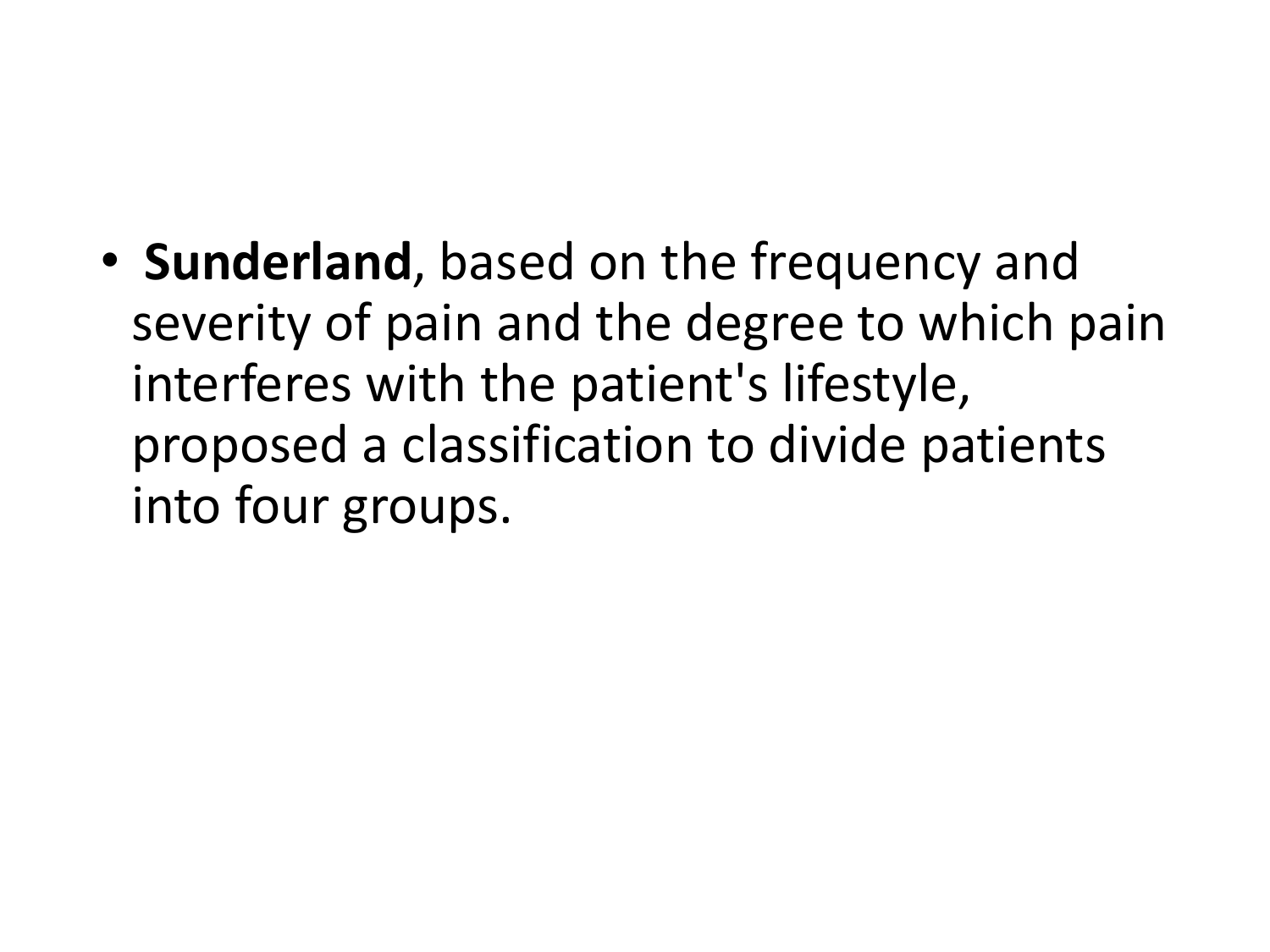- **Sunderland**, based on the frequency and severity of pain and the degree to which pain interferes with the patient's lifestyle, proposed a classification to divide patients into four groups.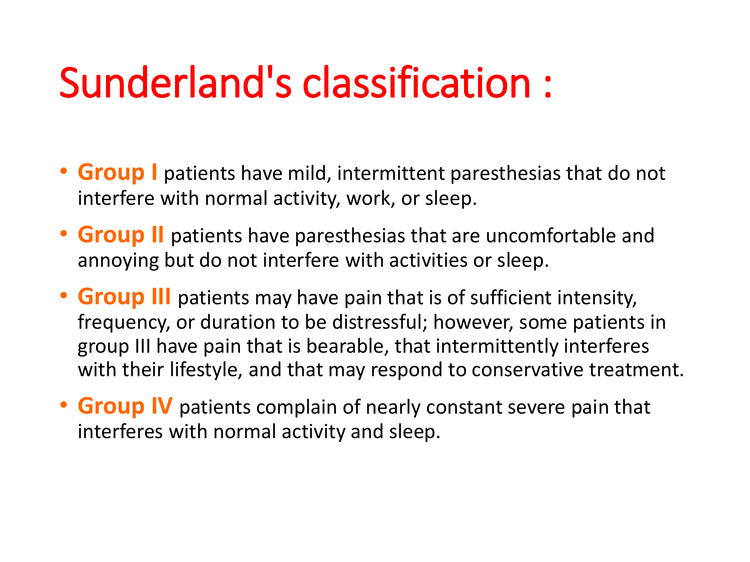# Sunderland's classification :

- **Group I** patients have mild, intermittent paresthesias that do not interfere with normal activity, work, or sleep.
- **Group II** patients have paresthesias that are uncomfortable and annoying but do not interfere with activities or sleep.
- **Group III** patients may have pain that is of sufficient intensity, frequency, or duration to be distressful; however, some patients in group III have pain that is bearable, that intermittently interferes with their lifestyle, and that may respond to conservative treatment.
- **Group IV** patients complain of nearly constant severe pain that interferes with normal activity and sleep.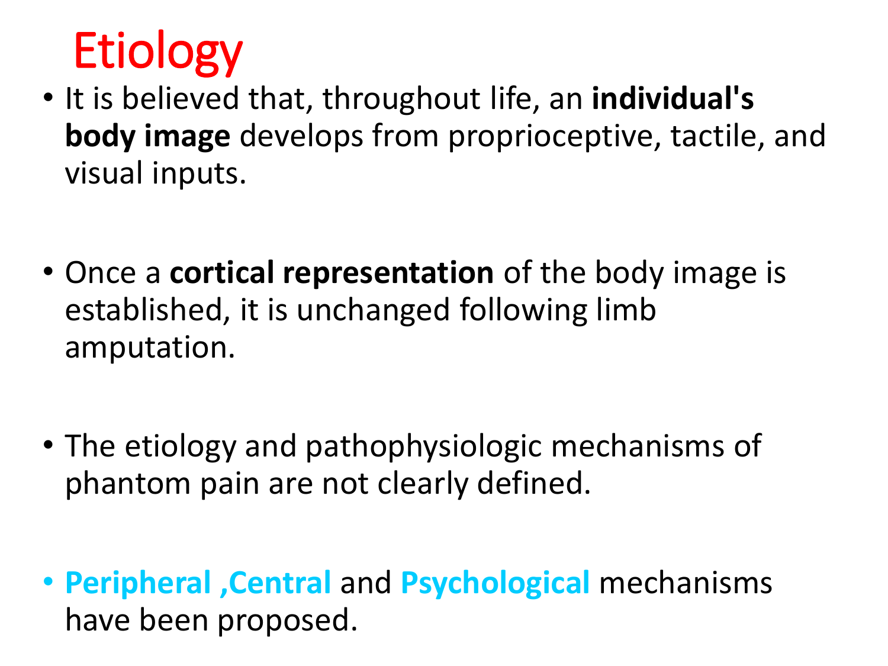# Etiology

- It is believed that, throughout life, an **individual's body image** develops from proprioceptive, tactile, and visual inputs.

- Once a **cortical representation** of the body image is established, it is unchanged following limb amputation.

- The etiology and pathophysiologic mechanisms of phantom pain are not clearly defined.

- **Peripheral ,Central** and **Psychological** mechanisms have been proposed.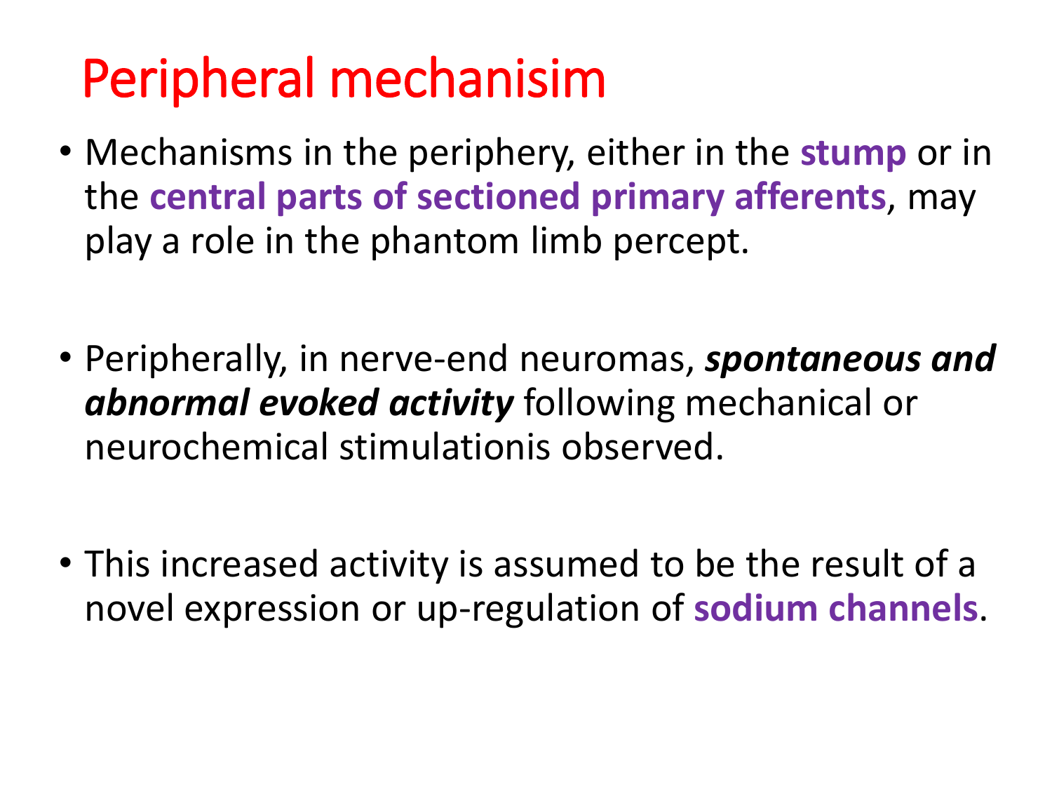# Peripheral mechanisim

- Mechanisms in the periphery, either in the **stump** or in the **central parts of sectioned primary afferents**, may play a role in the phantom limb percept.

- Peripherally, in nerve-end neuromas, ***spontaneous and abnormal evoked activity*** following mechanical or neurochemical stimulationis observed.

- This increased activity is assumed to be the result of a novel expression or up-regulation of **sodium channels**.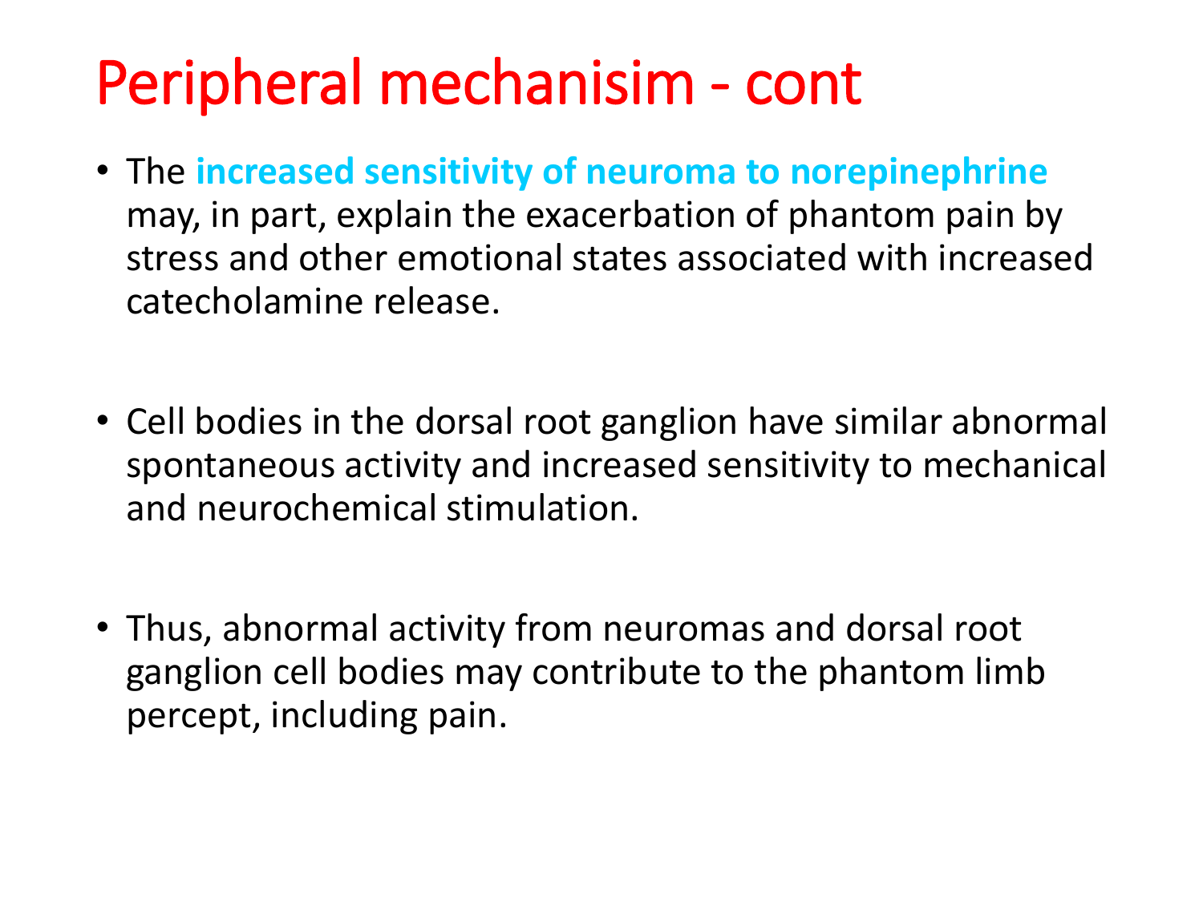# Peripheral mechanisim - cont

- The **increased sensitivity of neuroma to norepinephrine** may, in part, explain the exacerbation of phantom pain by stress and other emotional states associated with increased catecholamine release.

- Cell bodies in the dorsal root ganglion have similar abnormal spontaneous activity and increased sensitivity to mechanical and neurochemical stimulation.

- Thus, abnormal activity from neuromas and dorsal root ganglion cell bodies may contribute to the phantom limb percept, including pain.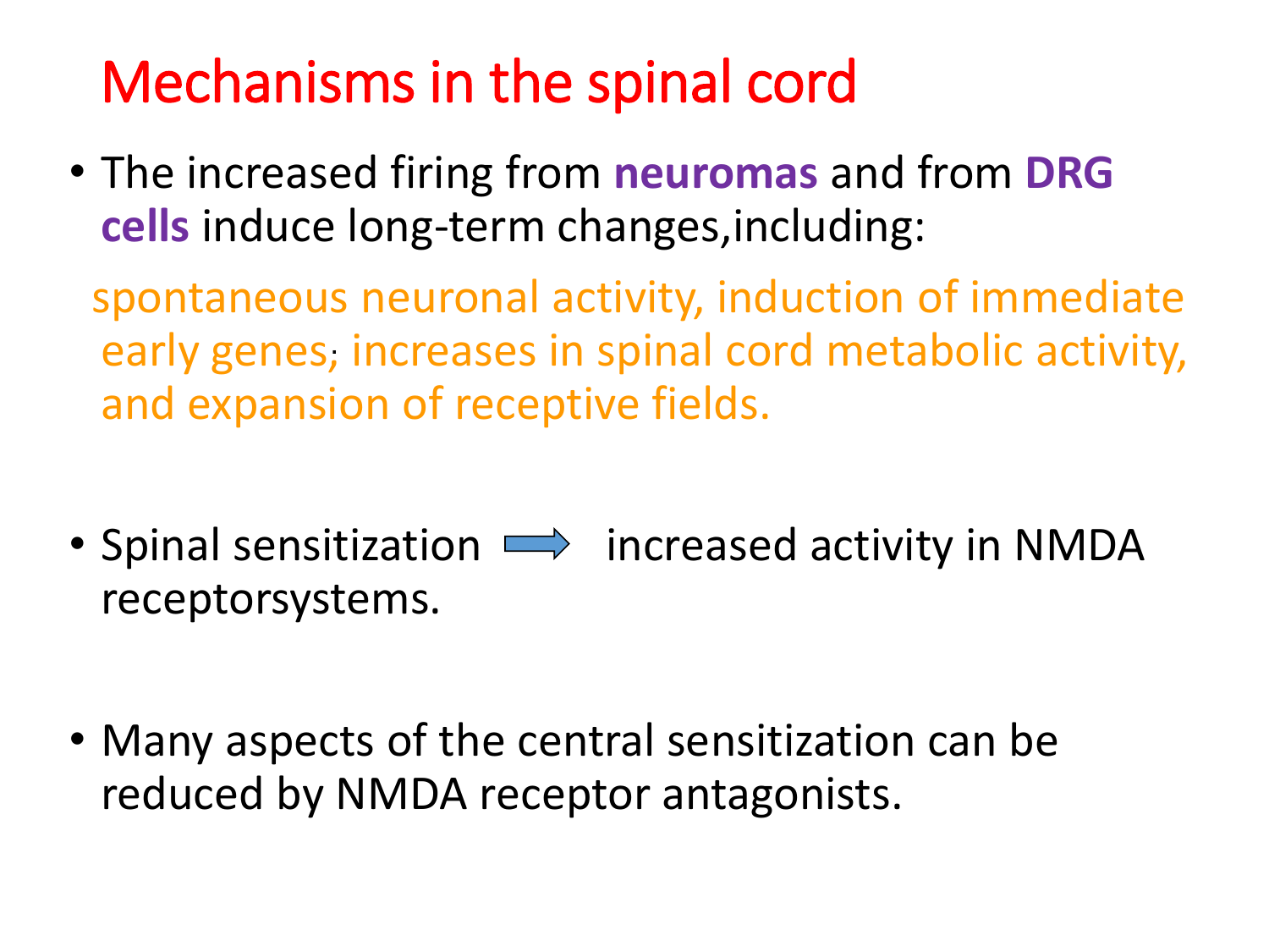# Mechanisms in the spinal cord

- The increased firing from **neuromas** and from **DRG cells** induce long-term changes,including:

  spontaneous neuronal activity, induction of immediate early genes; increases in spinal cord metabolic activity, and expansion of receptive fields.

- Spinal sensitization ⟹ increased activity in NMDA receptorsystems.

- Many aspects of the central sensitization can be reduced by NMDA receptor antagonists.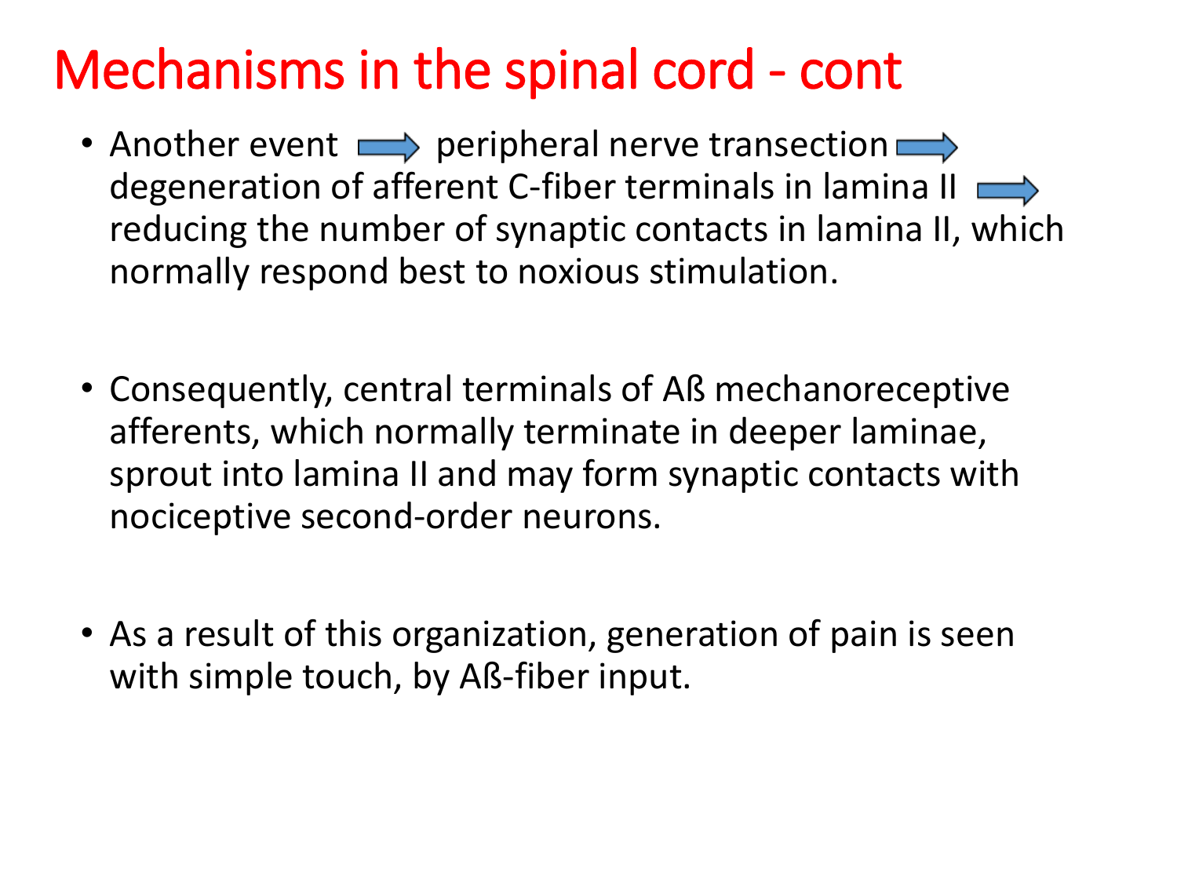# Mechanisms in the spinal cord - cont

- Another event → peripheral nerve transection → degeneration of afferent C-fiber terminals in lamina II → reducing the number of synaptic contacts in lamina II, which normally respond best to noxious stimulation.

- Consequently, central terminals of Aß mechanoreceptive afferents, which normally terminate in deeper laminae, sprout into lamina II and may form synaptic contacts with nociceptive second-order neurons.

- As a result of this organization, generation of pain is seen with simple touch, by Aß-fiber input.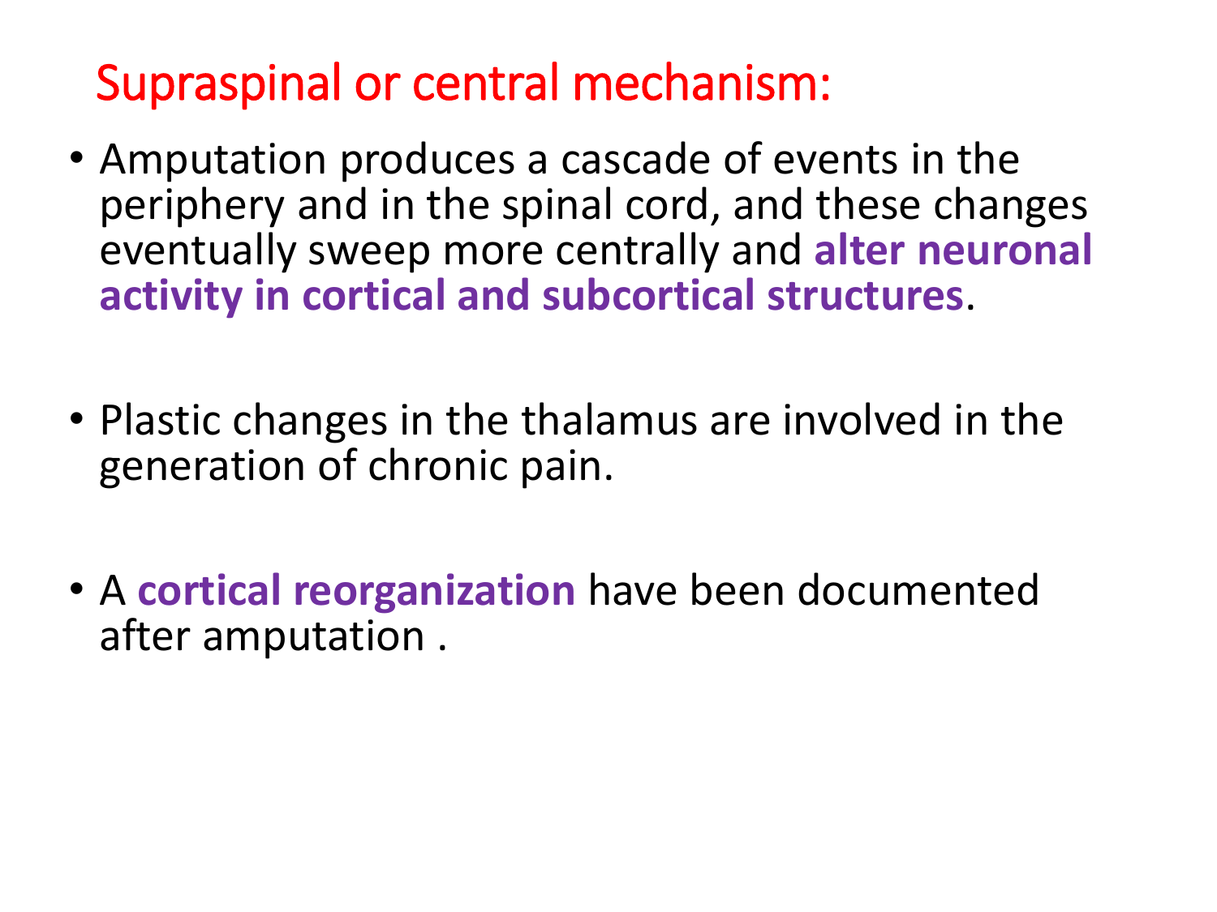# Supraspinal or central mechanism:

- Amputation produces a cascade of events in the periphery and in the spinal cord, and these changes eventually sweep more centrally and **alter neuronal activity in cortical and subcortical structures**.

- Plastic changes in the thalamus are involved in the generation of chronic pain.

- A **cortical reorganization** have been documented after amputation .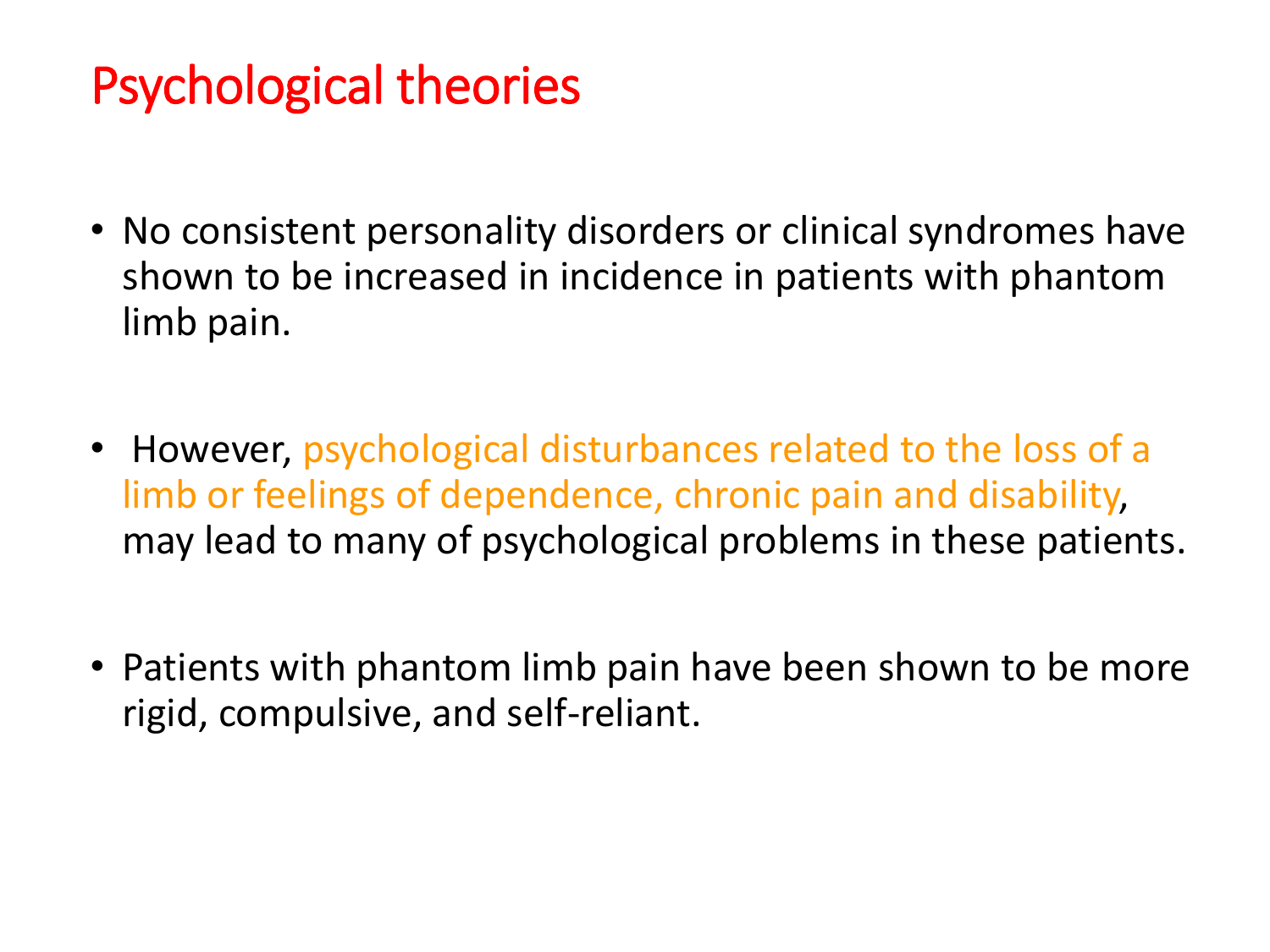# Psychological theories

- No consistent personality disorders or clinical syndromes have shown to be increased in incidence in patients with phantom limb pain.

- However, psychological disturbances related to the loss of a limb or feelings of dependence, chronic pain and disability, may lead to many of psychological problems in these patients.

- Patients with phantom limb pain have been shown to be more rigid, compulsive, and self-reliant.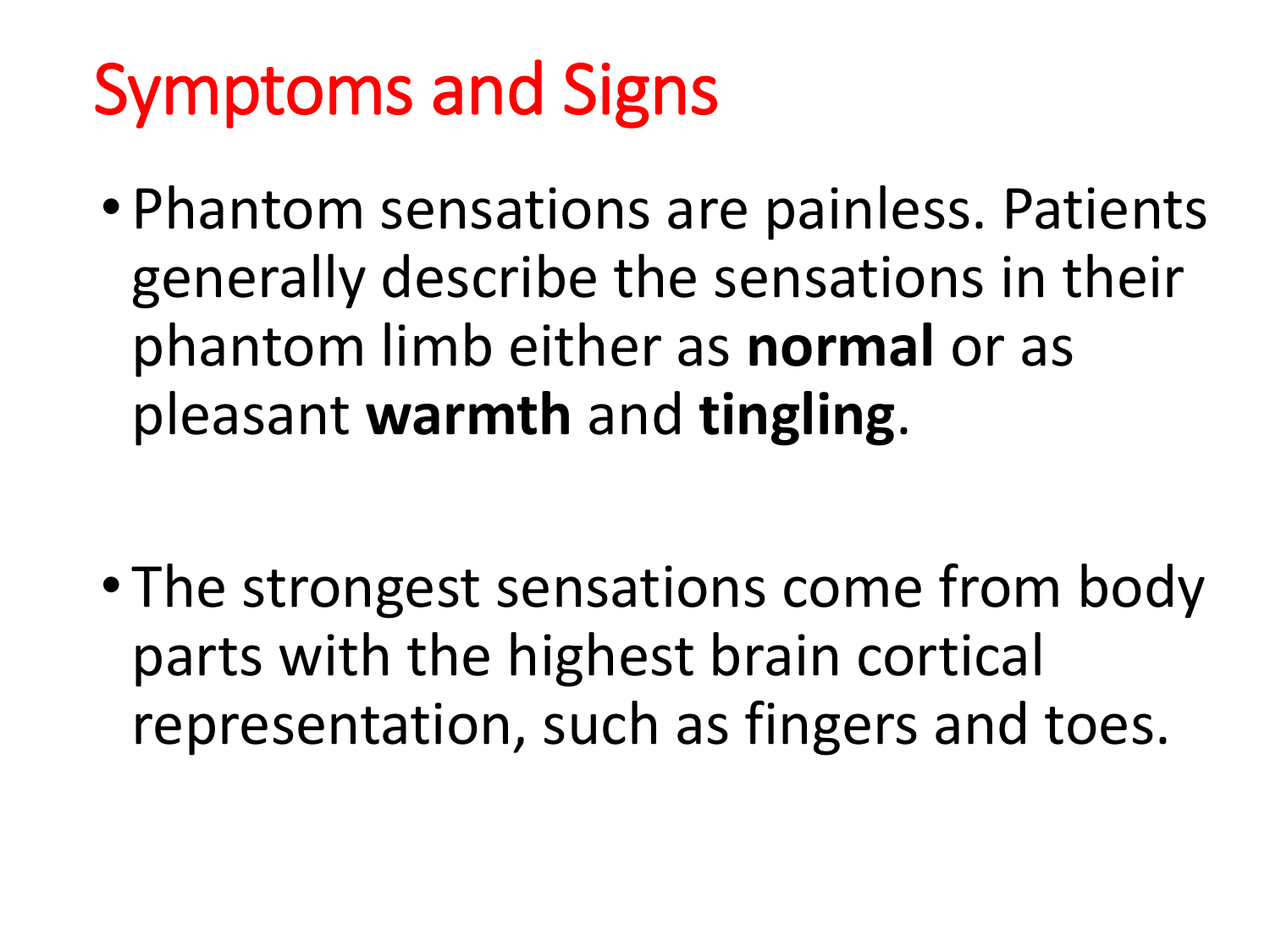# Symptoms and Signs

- Phantom sensations are painless. Patients generally describe the sensations in their phantom limb either as **normal** or as pleasant **warmth** and **tingling**.

- The strongest sensations come from body parts with the highest brain cortical representation, such as fingers and toes.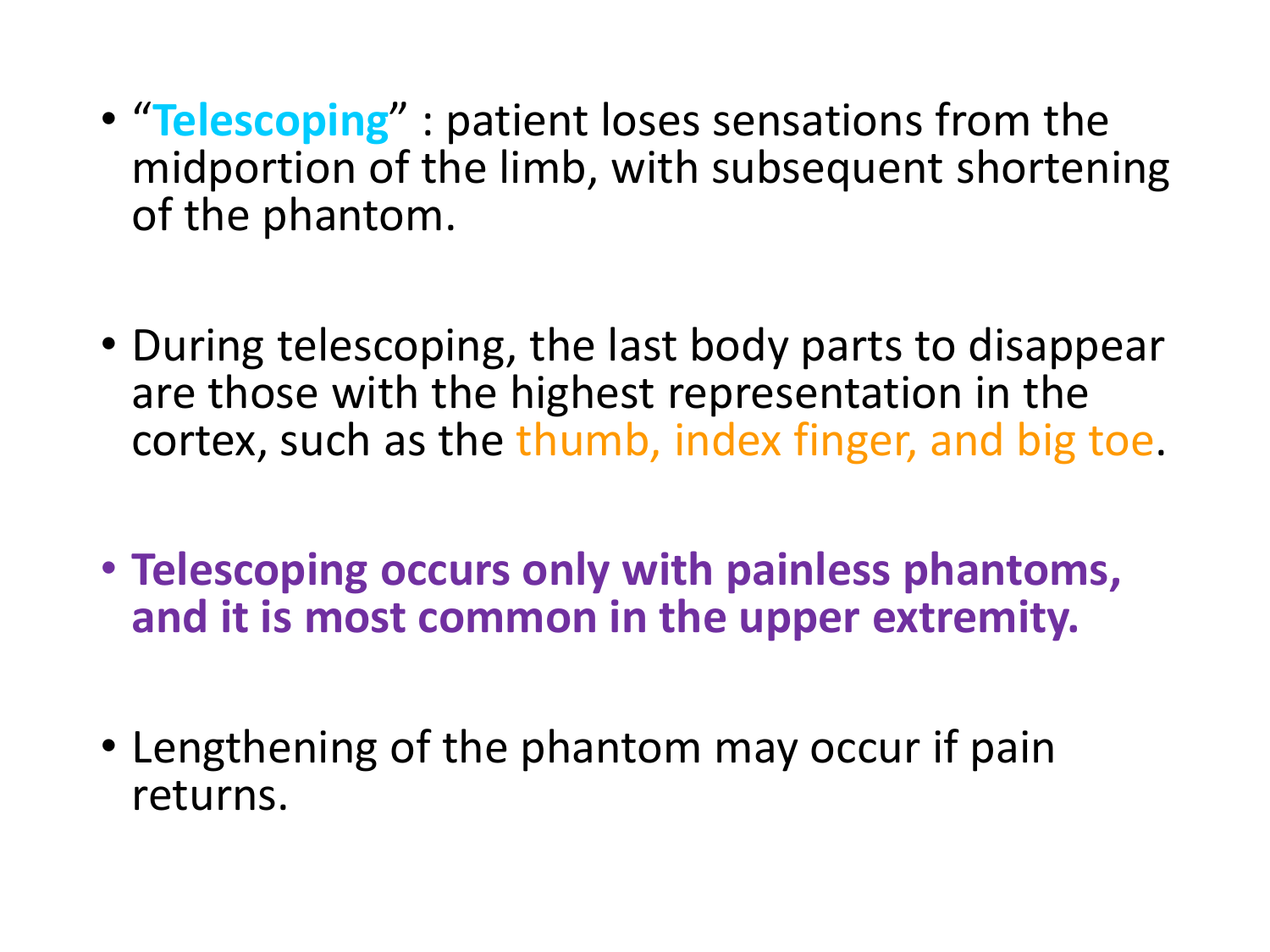- "**Telescoping**" : patient loses sensations from the midportion of the limb, with subsequent shortening of the phantom.

- During telescoping, the last body parts to disappear are those with the highest representation in the cortex, such as the thumb, index finger, and big toe.

- **Telescoping occurs only with painless phantoms, and it is most common in the upper extremity.**

- Lengthening of the phantom may occur if pain returns.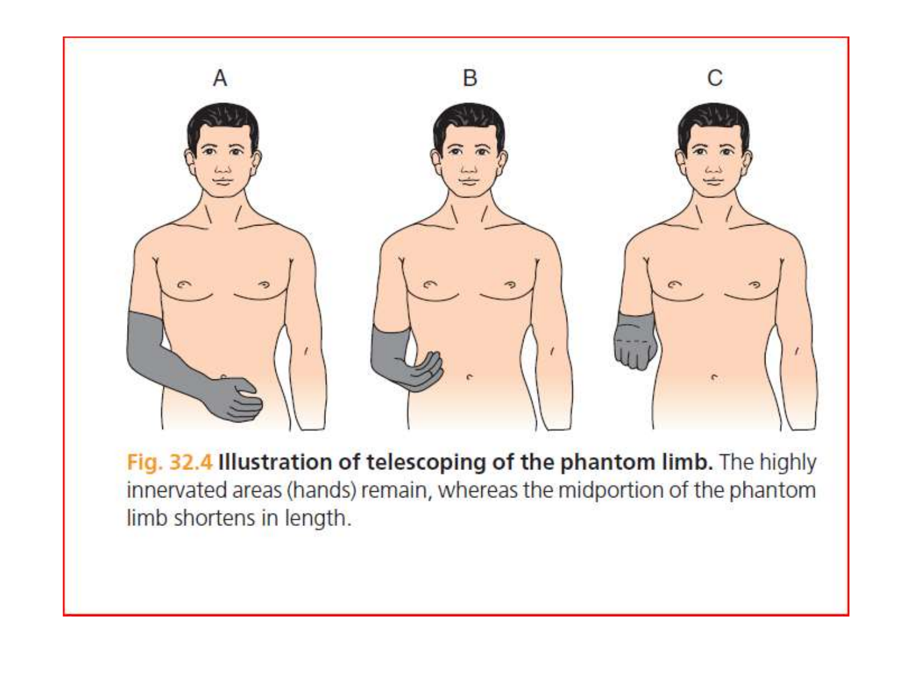A B C

**Fig. 32.4 Illustration of telescoping of the phantom limb.** The highly innervated areas (hands) remain, whereas the midportion of the phantom limb shortens in length.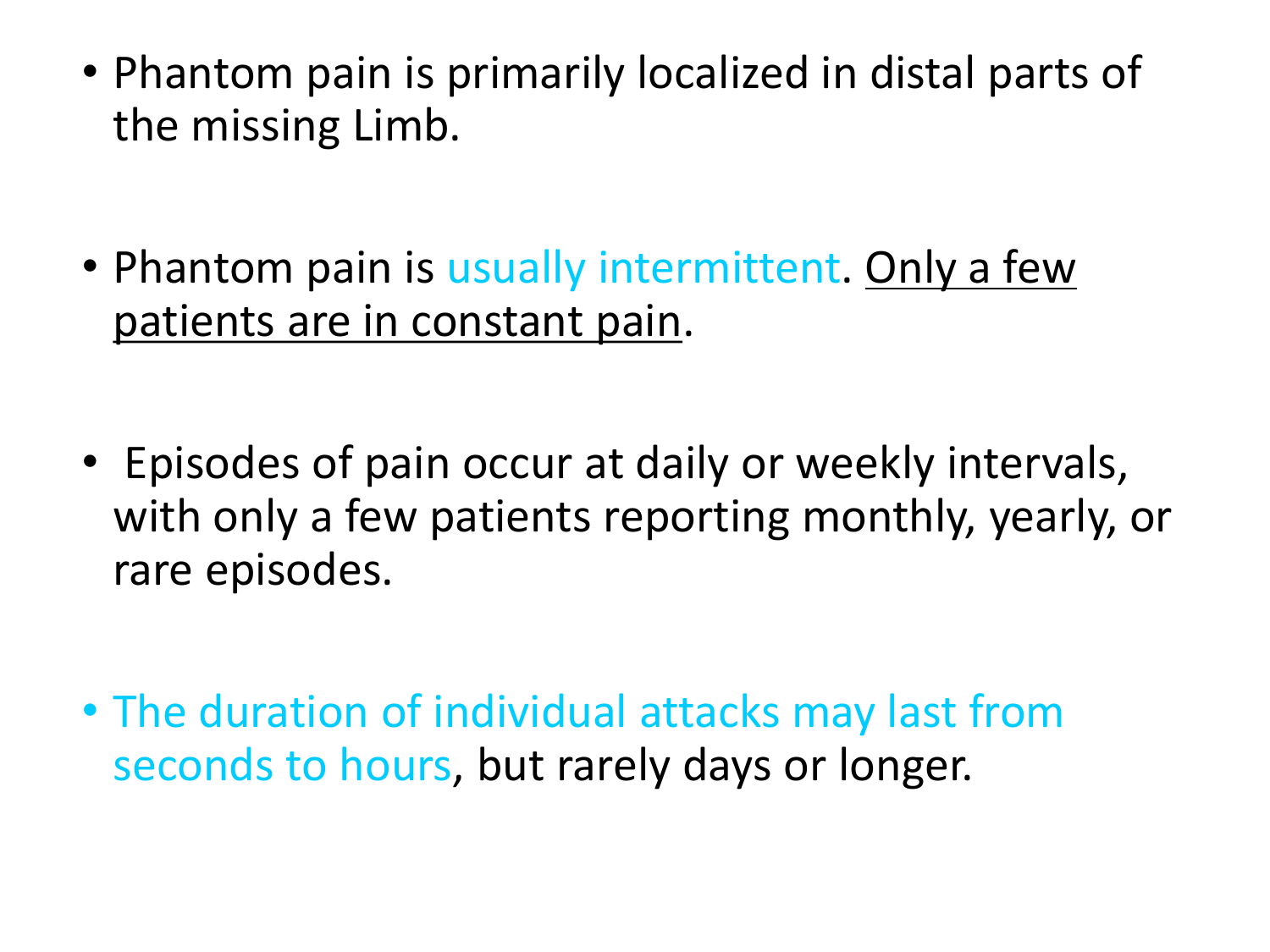- Phantom pain is primarily localized in distal parts of the missing Limb.

- Phantom pain is usually intermittent. Only a few patients are in constant pain.

- Episodes of pain occur at daily or weekly intervals, with only a few patients reporting monthly, yearly, or rare episodes.

- The duration of individual attacks may last from seconds to hours, but rarely days or longer.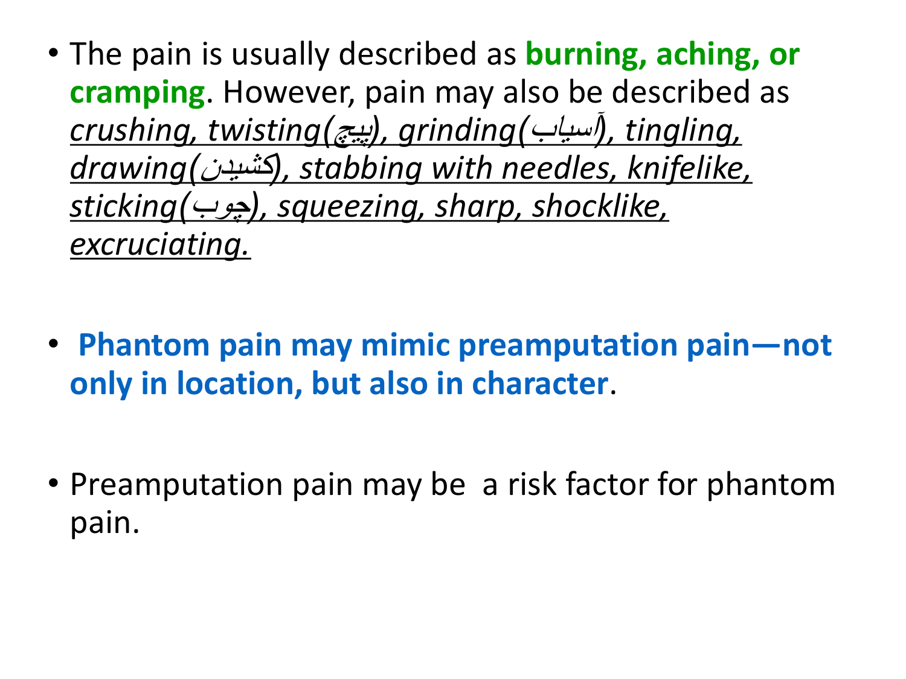- The pain is usually described as **burning, aching, or cramping**. However, pain may also be described as *crushing, twisting(پیچ), grinding(آسیاب), tingling, drawing(کشیدن), stabbing with needles, knifelike, sticking(چوب), squeezing, sharp, shocklike, excruciating.*

- **Phantom pain may mimic preamputation pain—not only in location, but also in character**.

- Preamputation pain may be a risk factor for phantom pain.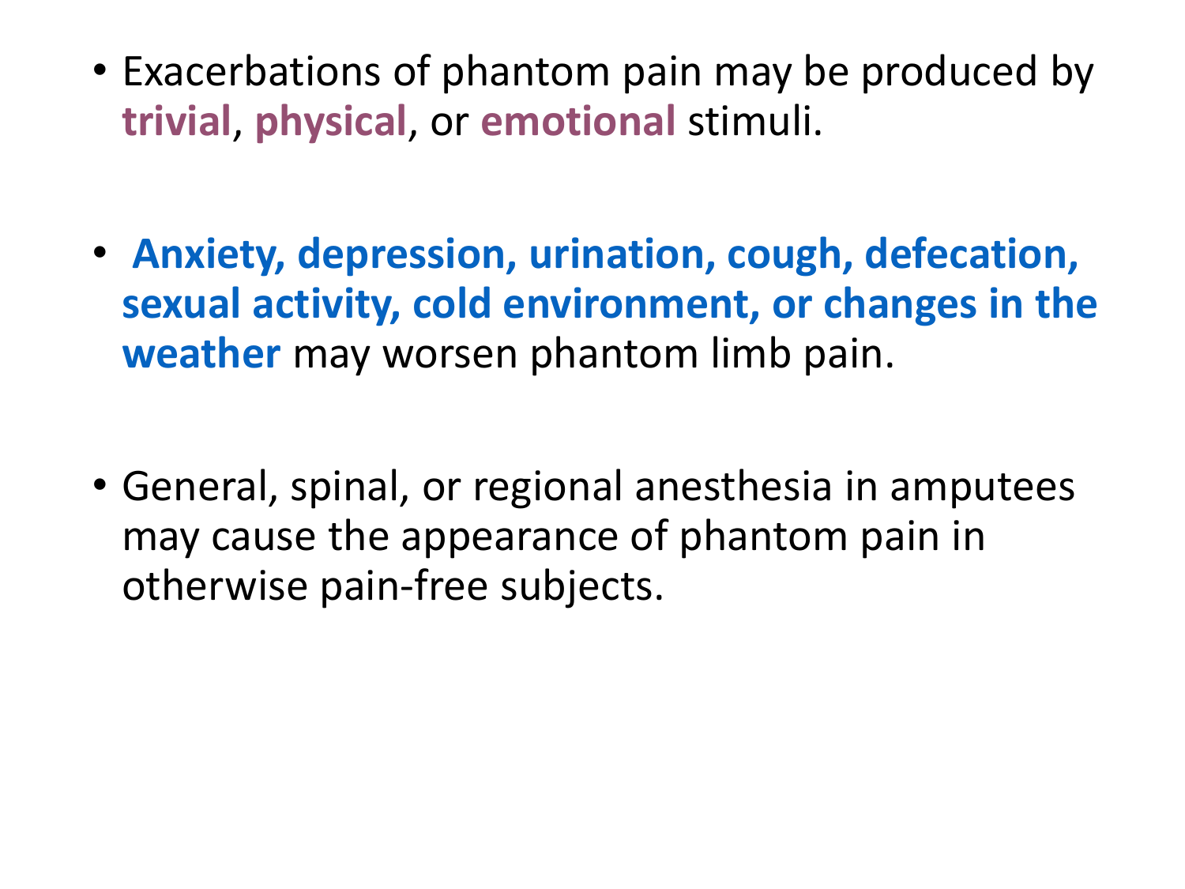- Exacerbations of phantom pain may be produced by **trivial**, **physical**, or **emotional** stimuli.

- **Anxiety, depression, urination, cough, defecation, sexual activity, cold environment, or changes in the weather** may worsen phantom limb pain.

- General, spinal, or regional anesthesia in amputees may cause the appearance of phantom pain in otherwise pain-free subjects.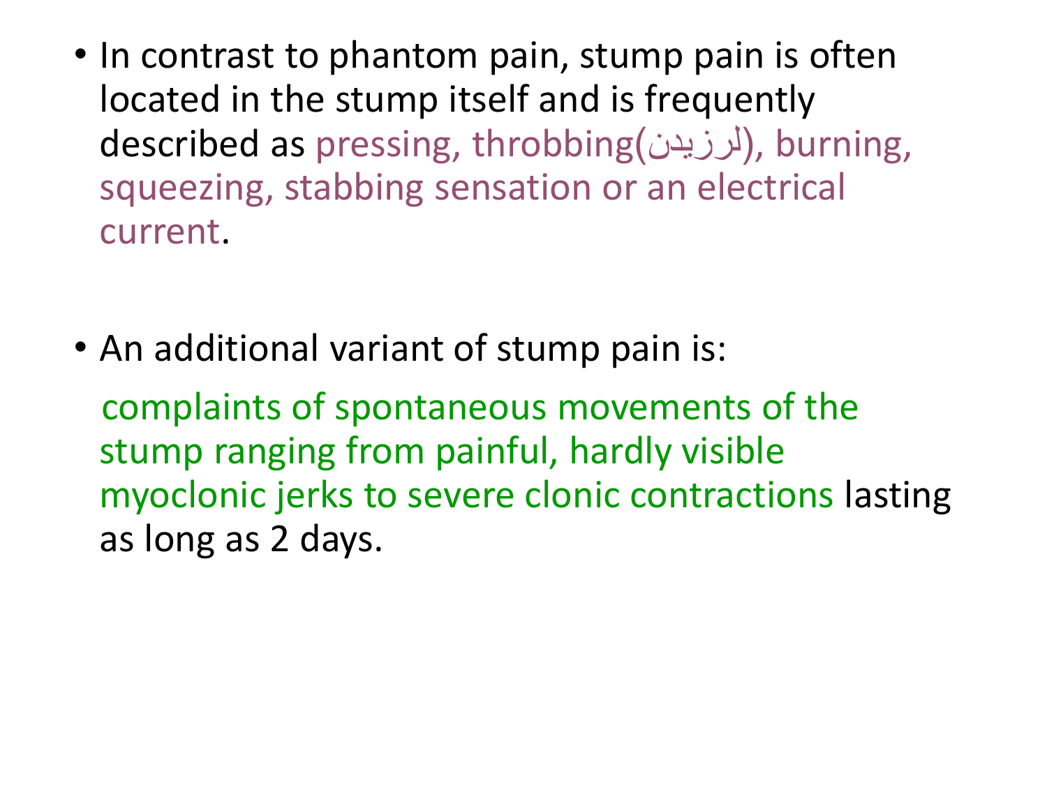- In contrast to phantom pain, stump pain is often located in the stump itself and is frequently described as pressing, throbbing(لرزیدن), burning, squeezing, stabbing sensation or an electrical current.

- An additional variant of stump pain is:

  complaints of spontaneous movements of the stump ranging from painful, hardly visible myoclonic jerks to severe clonic contractions lasting as long as 2 days.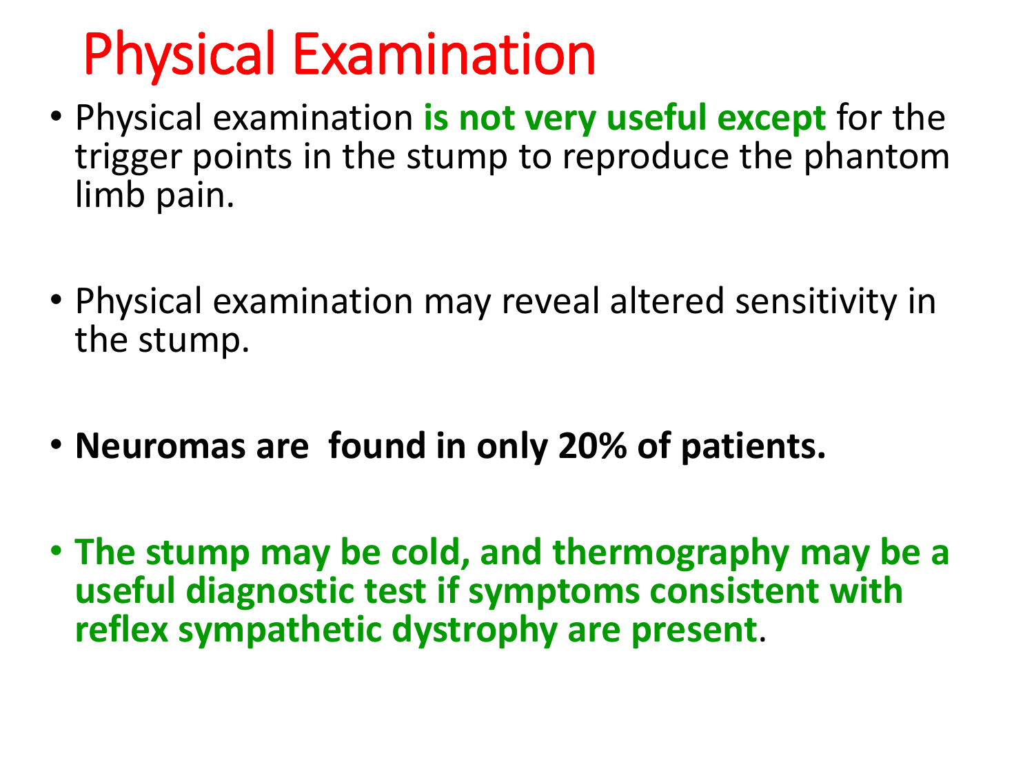# Physical Examination

- Physical examination **is not very useful except** for the trigger points in the stump to reproduce the phantom limb pain.
- Physical examination may reveal altered sensitivity in the stump.
- **Neuromas are found in only 20% of patients.**
- **The stump may be cold, and thermography may be a useful diagnostic test if symptoms consistent with reflex sympathetic dystrophy are present**.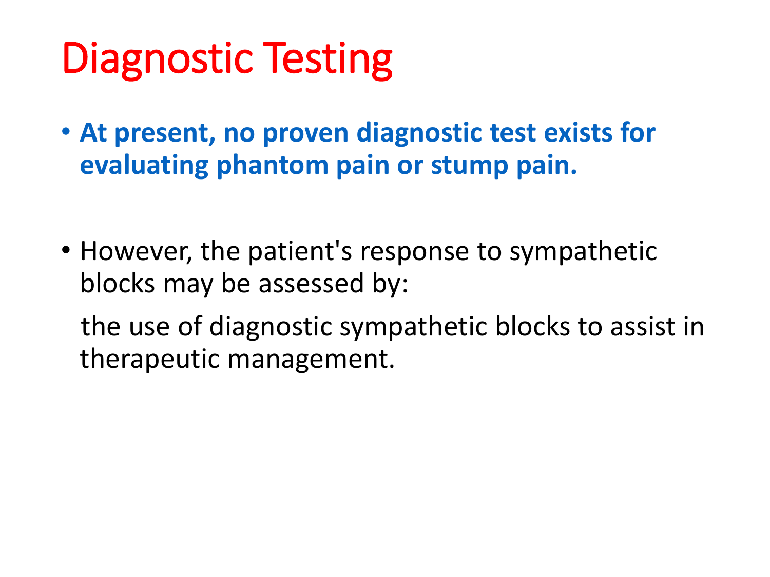# Diagnostic Testing

- **At present, no proven diagnostic test exists for evaluating phantom pain or stump pain.**

- However, the patient's response to sympathetic blocks may be assessed by:

  the use of diagnostic sympathetic blocks to assist in therapeutic management.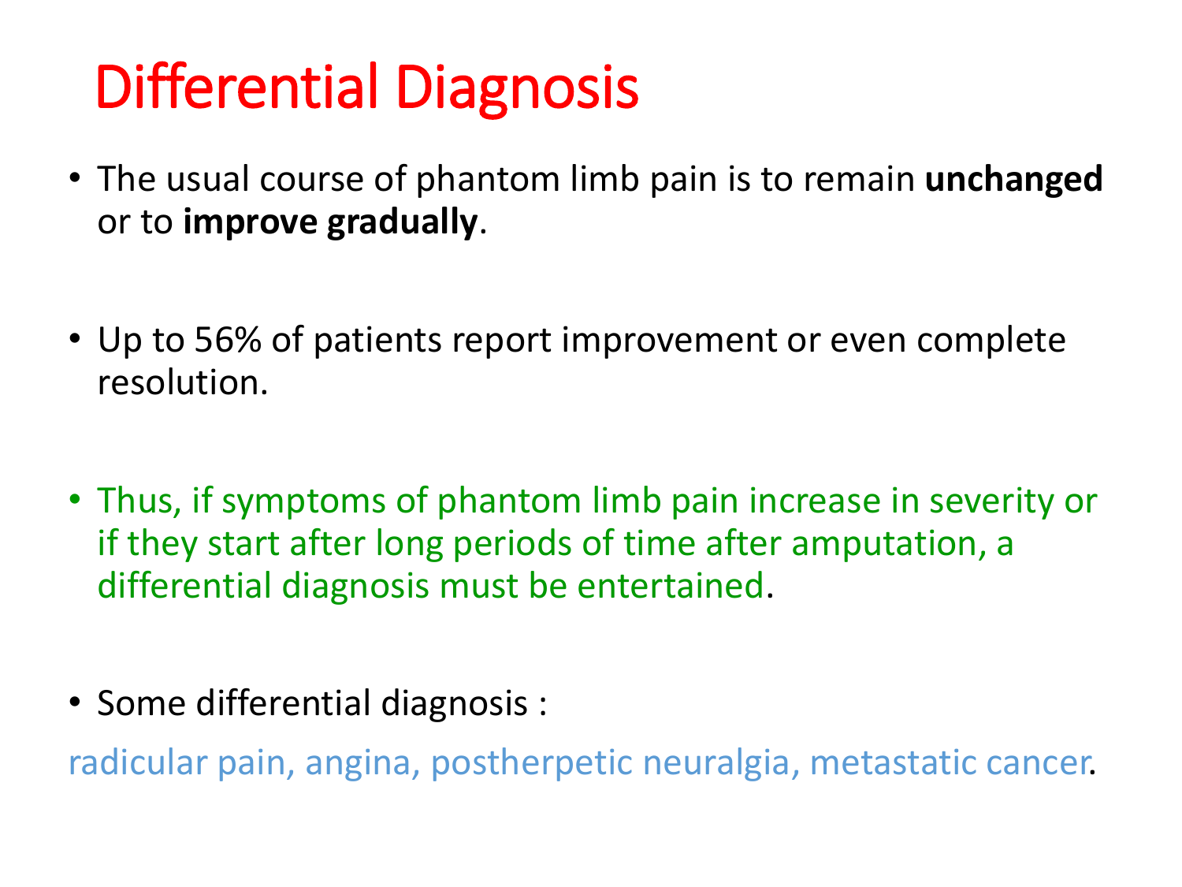# Differential Diagnosis

- The usual course of phantom limb pain is to remain **unchanged** or to **improve gradually**.

- Up to 56% of patients report improvement or even complete resolution.

- Thus, if symptoms of phantom limb pain increase in severity or if they start after long periods of time after amputation, a differential diagnosis must be entertained.

- Some differential diagnosis :

radicular pain, angina, postherpetic neuralgia, metastatic cancer.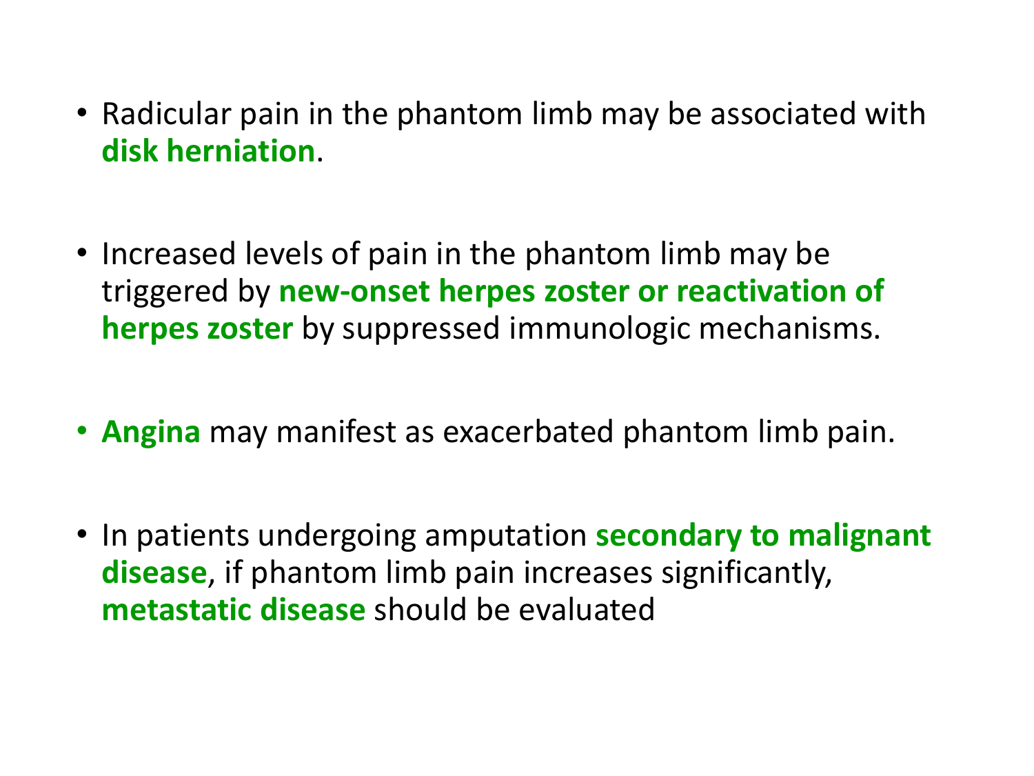- Radicular pain in the phantom limb may be associated with **disk herniation**.

- Increased levels of pain in the phantom limb may be triggered by **new-onset herpes zoster or reactivation of herpes zoster** by suppressed immunologic mechanisms.

- **Angina** may manifest as exacerbated phantom limb pain.

- In patients undergoing amputation **secondary to malignant disease**, if phantom limb pain increases significantly, **metastatic disease** should be evaluated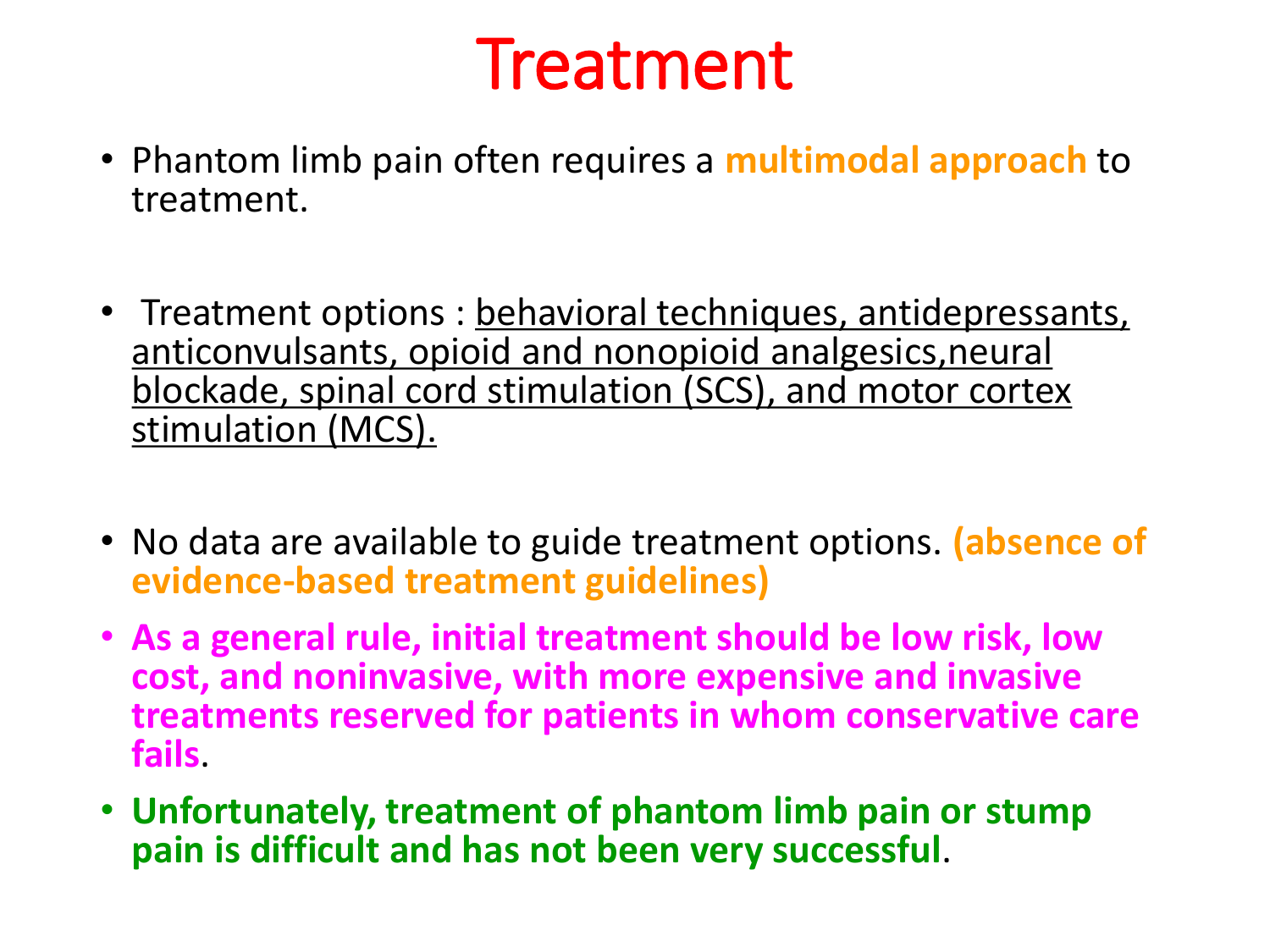# Treatment

- Phantom limb pain often requires a **multimodal approach** to treatment.
- Treatment options : behavioral techniques, antidepressants, anticonvulsants, opioid and nonopioid analgesics,neural blockade, spinal cord stimulation (SCS), and motor cortex stimulation (MCS).
- No data are available to guide treatment options. **(absence of evidence-based treatment guidelines)**
- **As a general rule, initial treatment should be low risk, low cost, and noninvasive, with more expensive and invasive treatments reserved for patients in whom conservative care fails**.
- **Unfortunately, treatment of phantom limb pain or stump pain is difficult and has not been very successful**.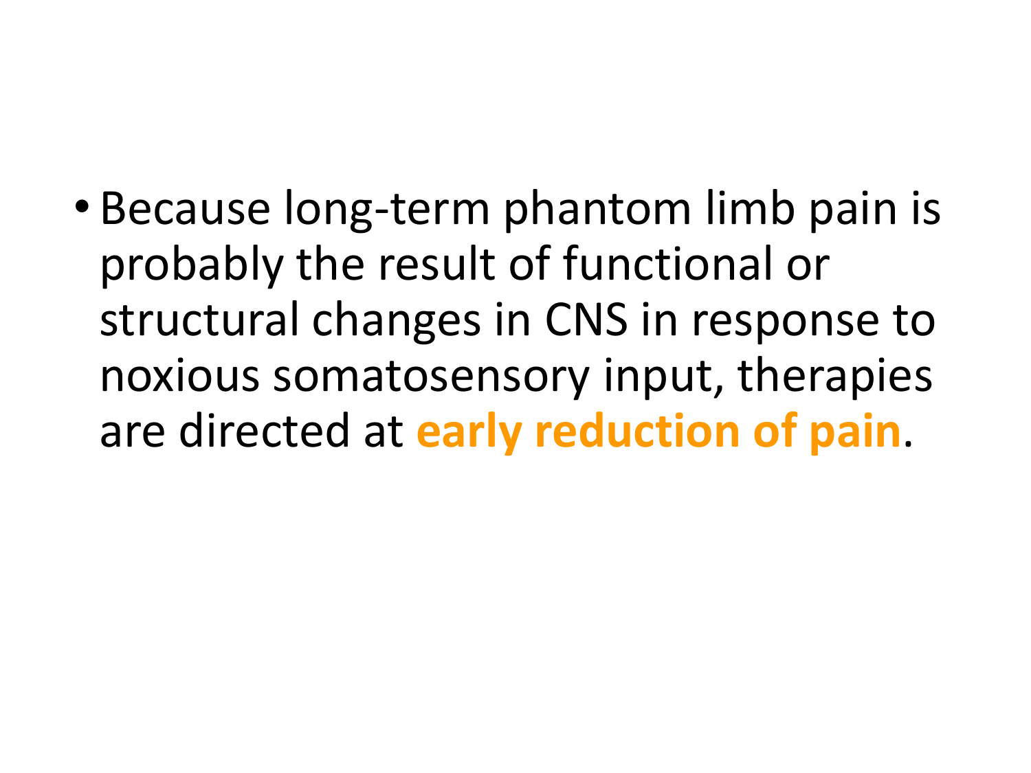- Because long-term phantom limb pain is probably the result of functional or structural changes in CNS in response to noxious somatosensory input, therapies are directed at **early reduction of pain**.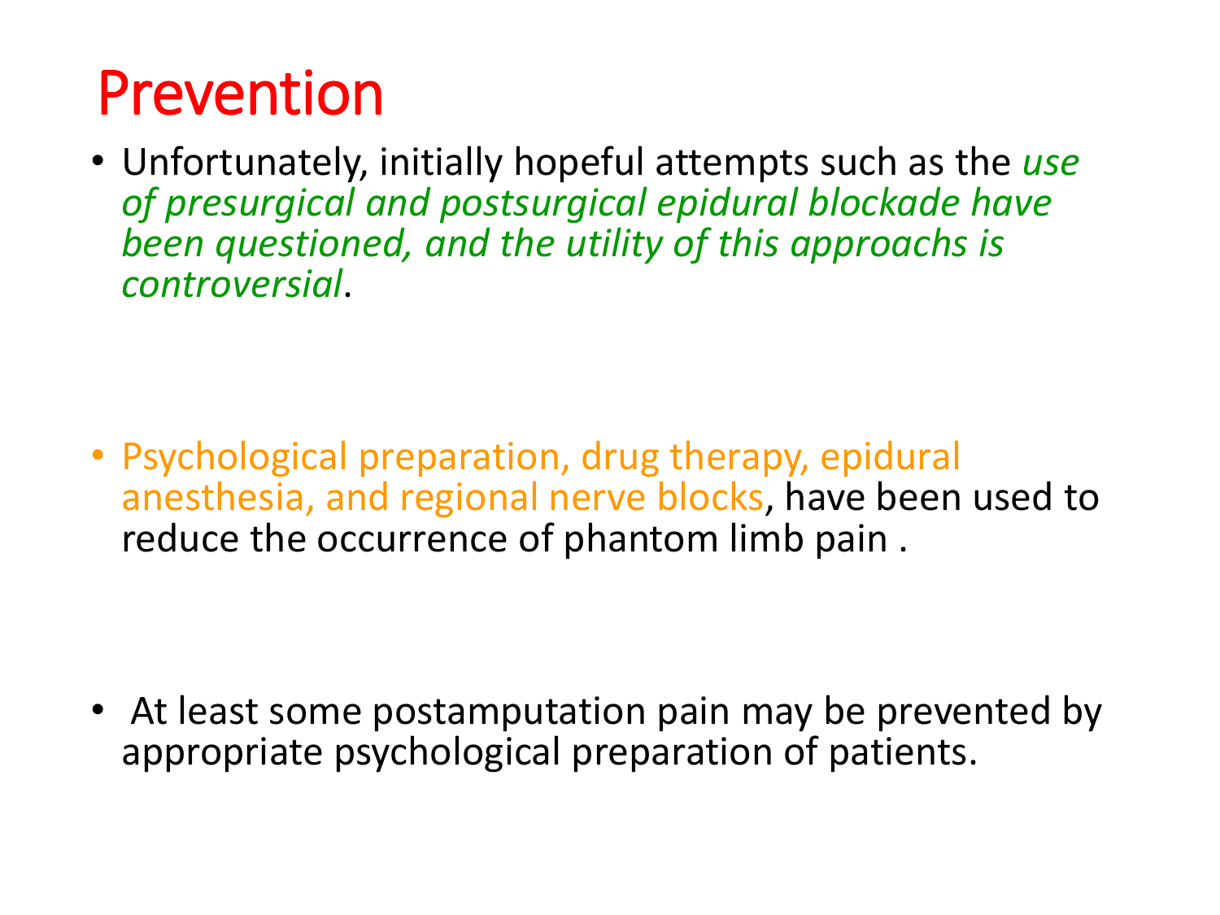# Prevention

- Unfortunately, initially hopeful attempts such as the *use of presurgical and postsurgical epidural blockade have been questioned, and the utility of this approachs is controversial*.

- Psychological preparation, drug therapy, epidural anesthesia, and regional nerve blocks, have been used to reduce the occurrence of phantom limb pain .

- At least some postamputation pain may be prevented by appropriate psychological preparation of patients.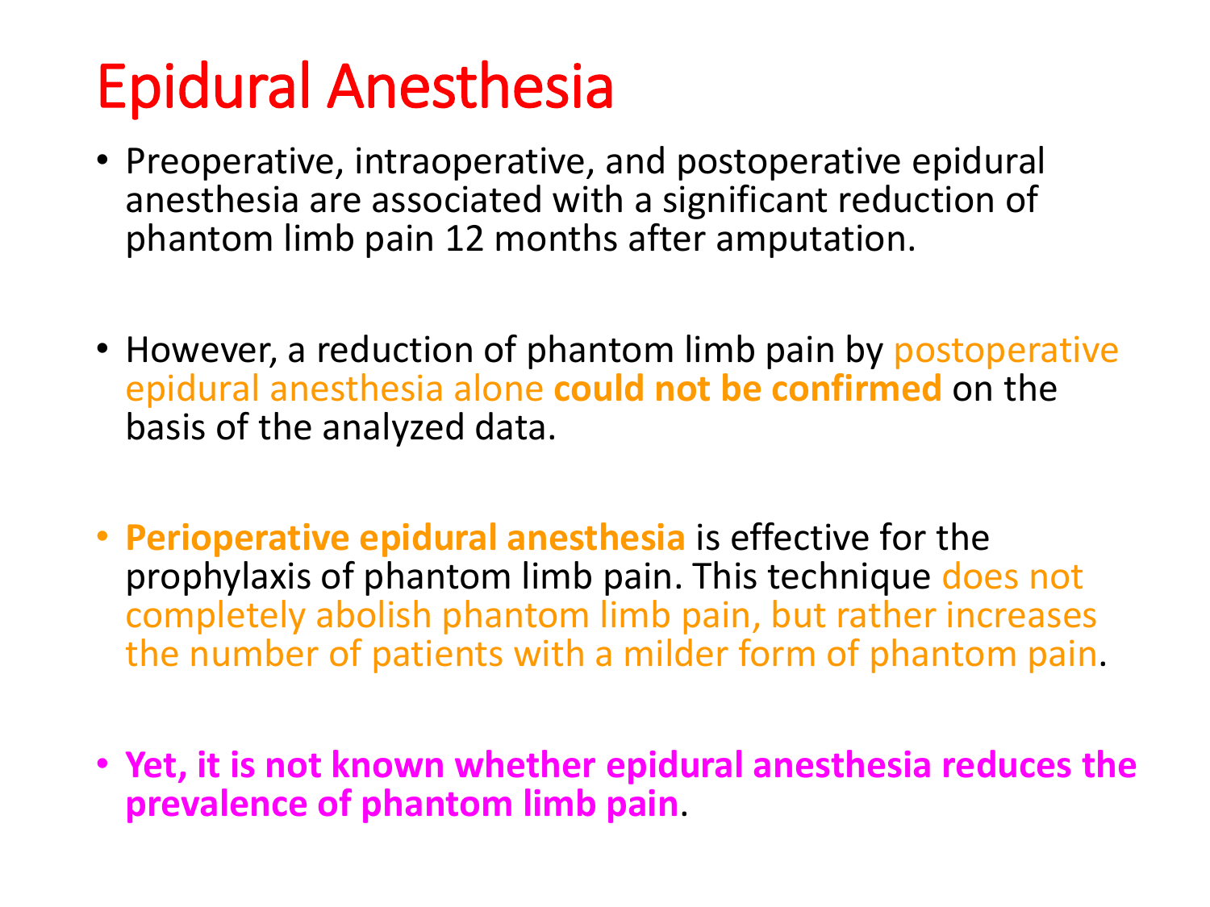# Epidural Anesthesia

- Preoperative, intraoperative, and postoperative epidural anesthesia are associated with a significant reduction of phantom limb pain 12 months after amputation.

- However, a reduction of phantom limb pain by postoperative epidural anesthesia alone **could not be confirmed** on the basis of the analyzed data.

- **Perioperative epidural anesthesia** is effective for the prophylaxis of phantom limb pain. This technique does not completely abolish phantom limb pain, but rather increases the number of patients with a milder form of phantom pain.

- **Yet, it is not known whether epidural anesthesia reduces the prevalence of phantom limb pain**.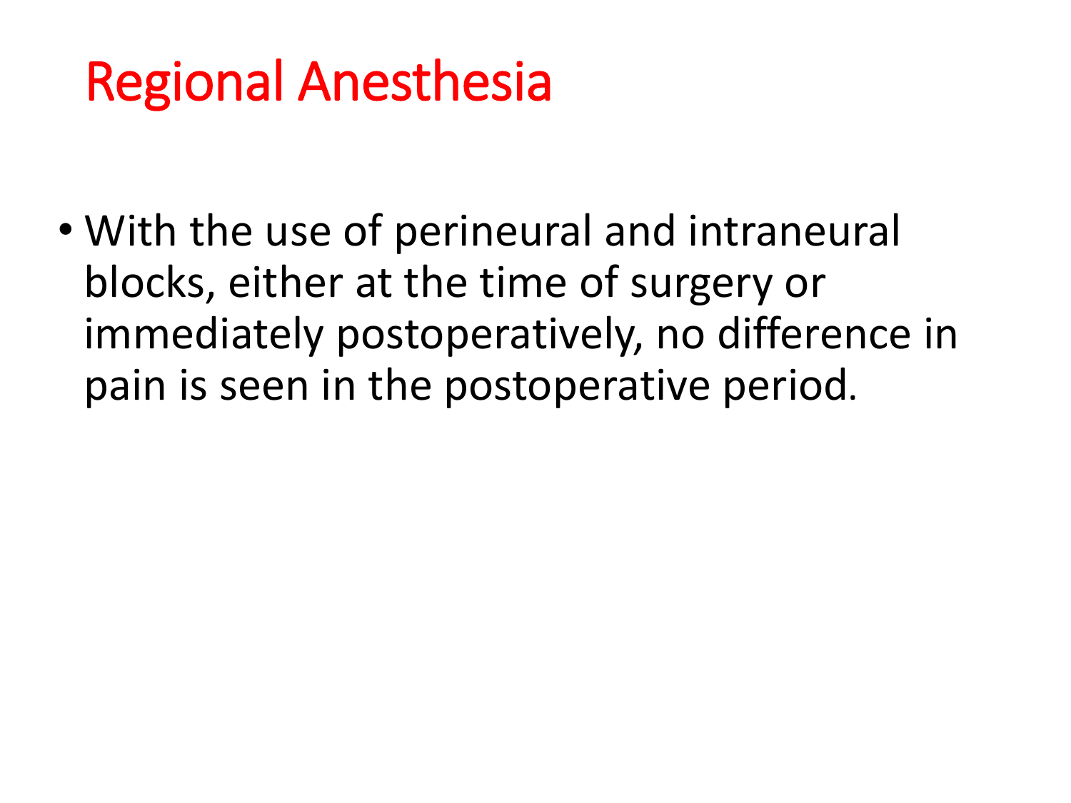# Regional Anesthesia

- With the use of perineural and intraneural blocks, either at the time of surgery or immediately postoperatively, no difference in pain is seen in the postoperative period.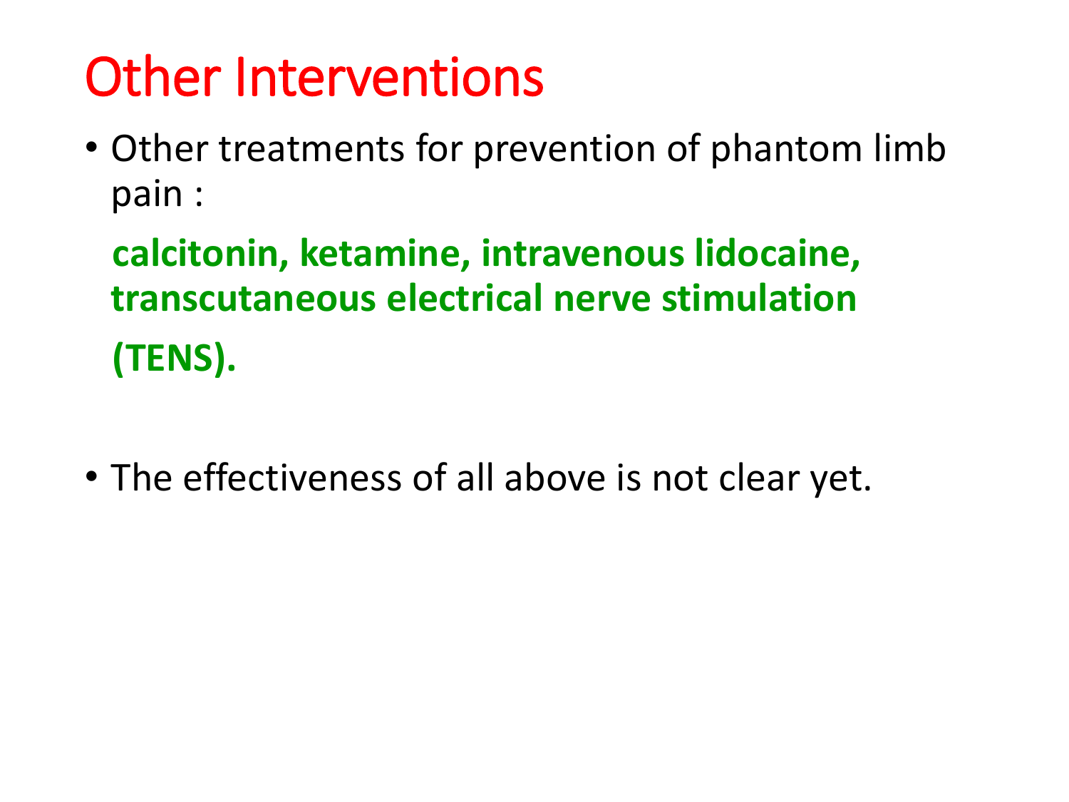# Other Interventions

- Other treatments for prevention of phantom limb pain :

  **calcitonin, ketamine, intravenous lidocaine, transcutaneous electrical nerve stimulation (TENS).**

- The effectiveness of all above is not clear yet.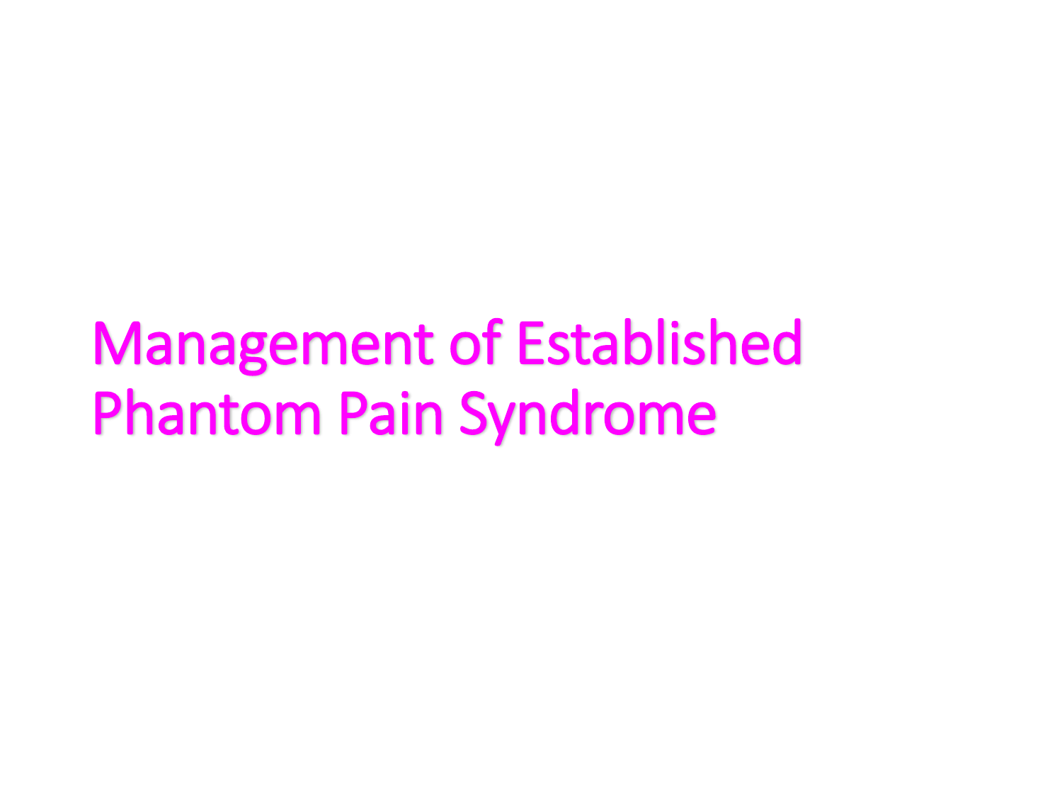# Management of Established Phantom Pain Syndrome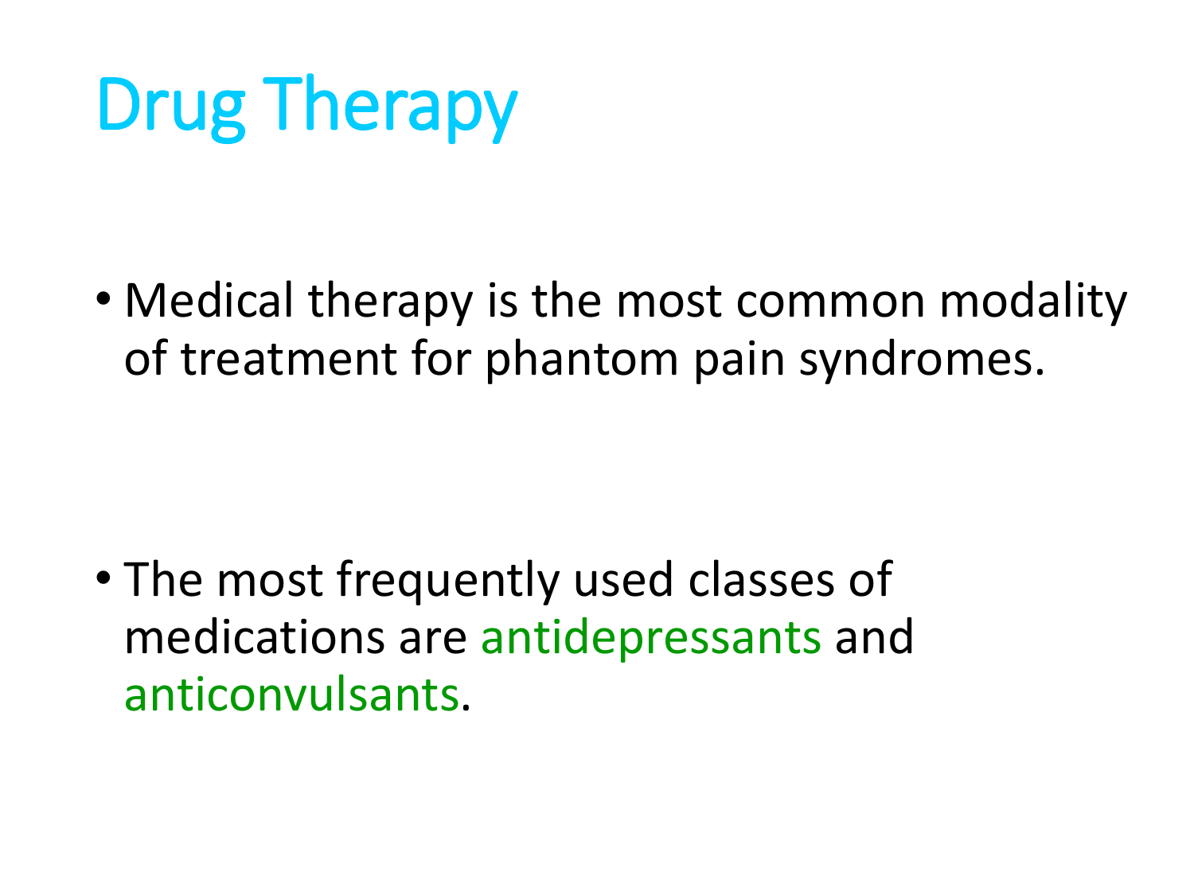# Drug Therapy

- Medical therapy is the most common modality of treatment for phantom pain syndromes.

- The most frequently used classes of medications are antidepressants and anticonvulsants.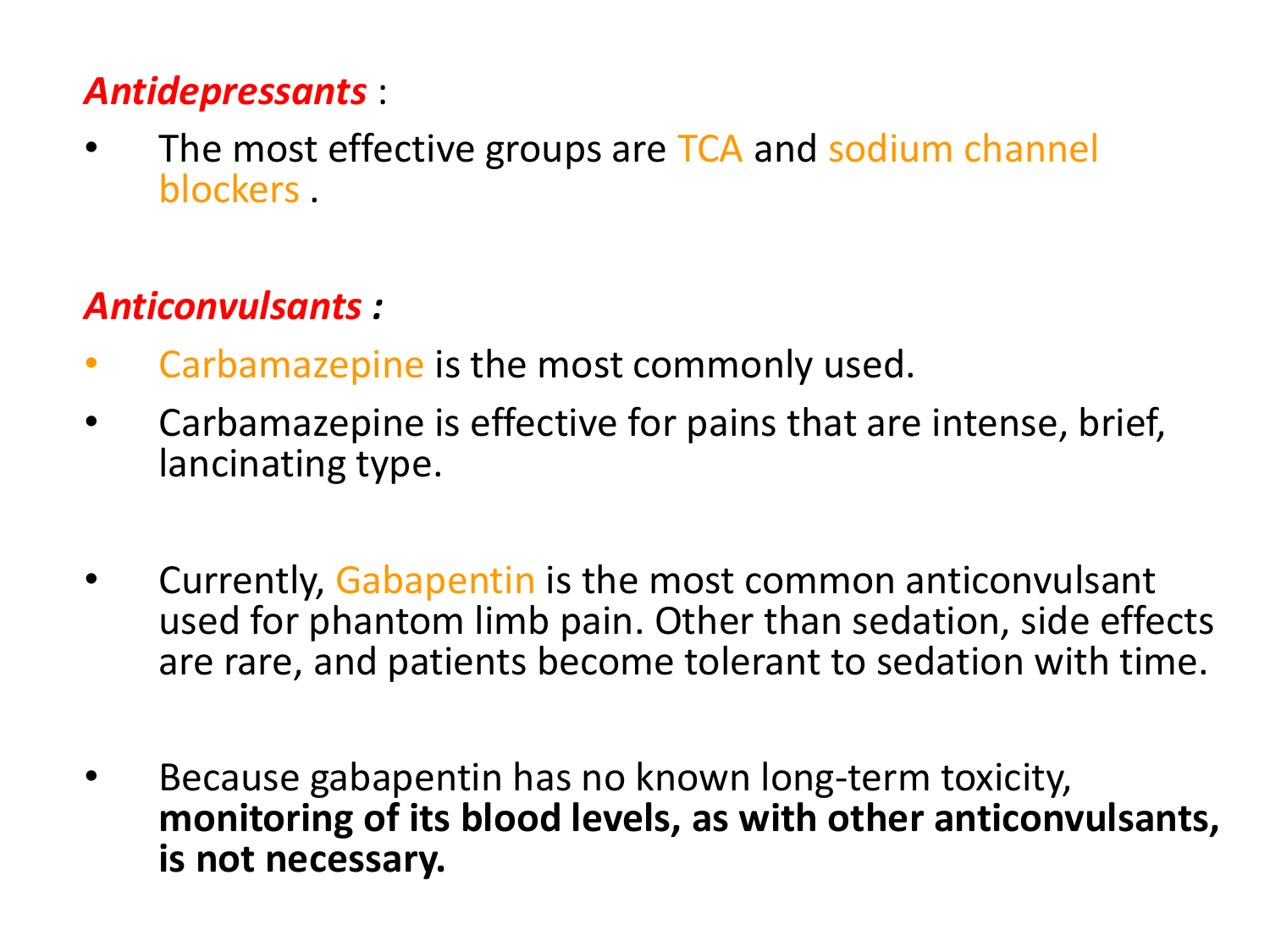***Antidepressants*** :

- The most effective groups are TCA and sodium channel blockers .

***Anticonvulsants :***

- Carbamazepine is the most commonly used.
- Carbamazepine is effective for pains that are intense, brief, lancinating type.

- Currently, Gabapentin is the most common anticonvulsant used for phantom limb pain. Other than sedation, side effects are rare, and patients become tolerant to sedation with time.

- Because gabapentin has no known long-term toxicity, **monitoring of its blood levels, as with other anticonvulsants, is not necessary.**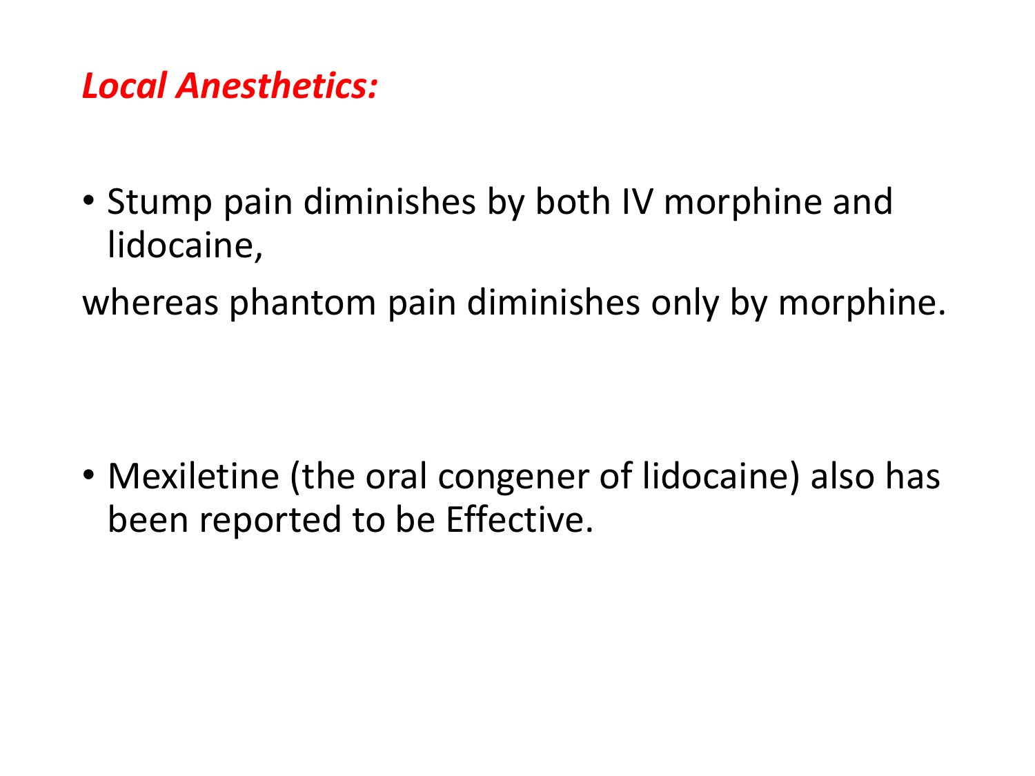***Local Anesthetics:***

- Stump pain diminishes by both IV morphine and lidocaine,

whereas phantom pain diminishes only by morphine.

- Mexiletine (the oral congener of lidocaine) also has been reported to be Effective.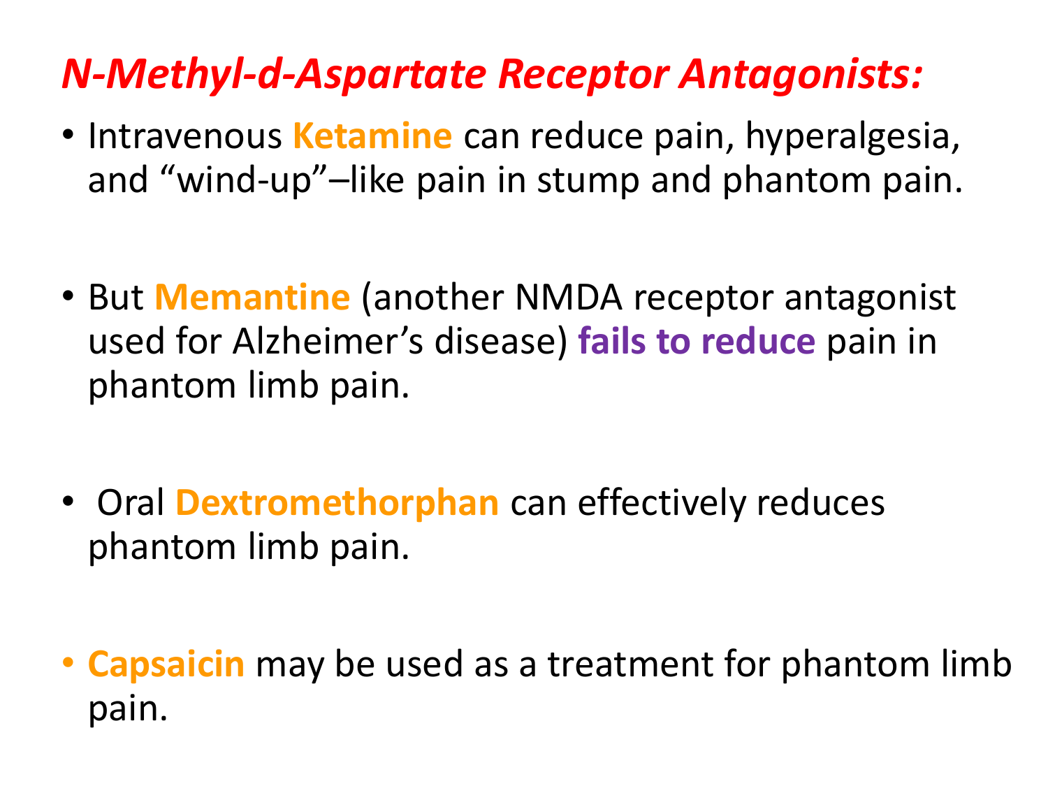## *N-Methyl-d-Aspartate Receptor Antagonists:*

- Intravenous **Ketamine** can reduce pain, hyperalgesia, and “wind-up”–like pain in stump and phantom pain.
- But **Memantine** (another NMDA receptor antagonist used for Alzheimer’s disease) **fails to reduce** pain in phantom limb pain.
- Oral **Dextromethorphan** can effectively reduces phantom limb pain.
- **Capsaicin** may be used as a treatment for phantom limb pain.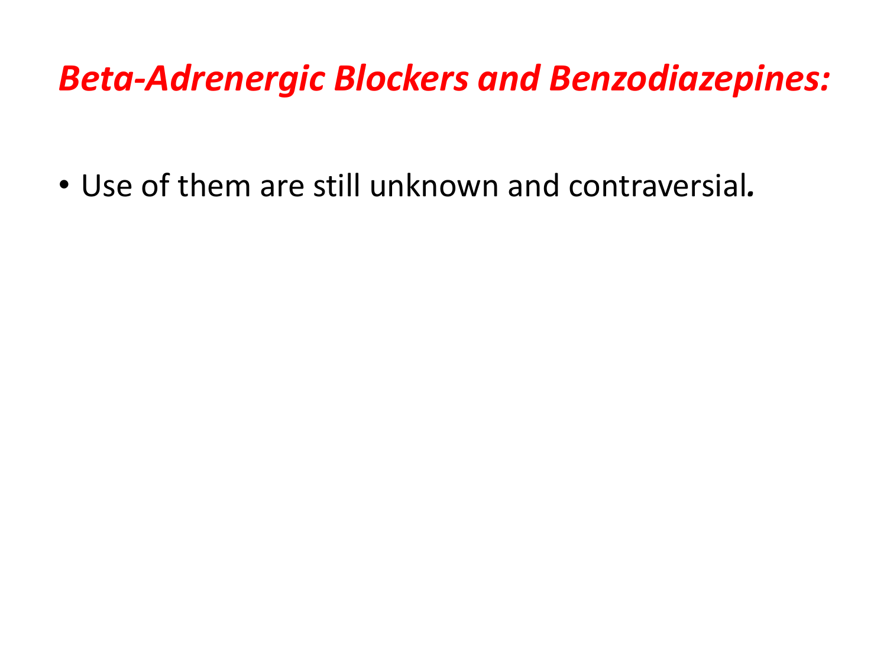# *Beta-Adrenergic Blockers and Benzodiazepines:*

- Use of them are still unknown and contraversial.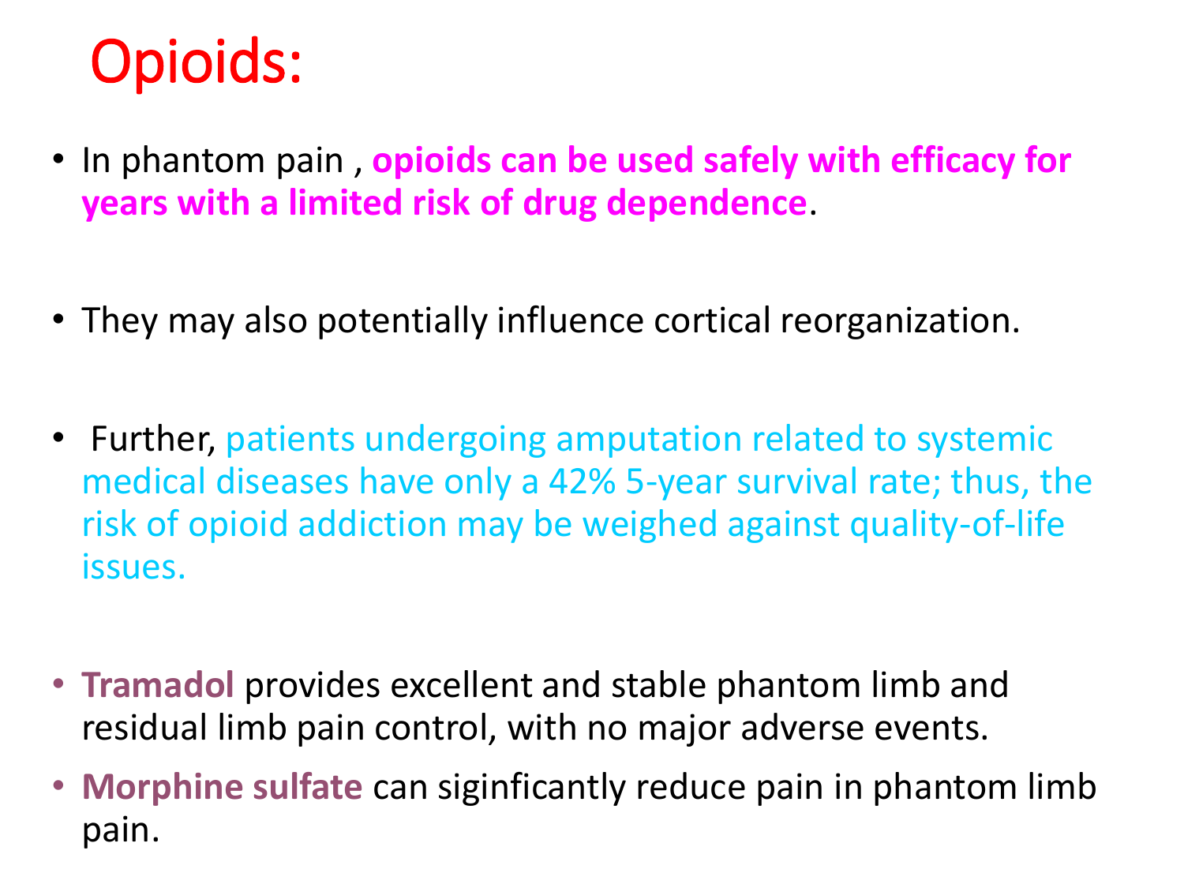# Opioids:

- In phantom pain , **opioids can be used safely with efficacy for years with a limited risk of drug dependence**.

- They may also potentially influence cortical reorganization.

- Further, patients undergoing amputation related to systemic medical diseases have only a 42% 5-year survival rate; thus, the risk of opioid addiction may be weighed against quality-of-life issues.

- **Tramadol** provides excellent and stable phantom limb and residual limb pain control, with no major adverse events.
- **Morphine sulfate** can siginficantly reduce pain in phantom limb pain.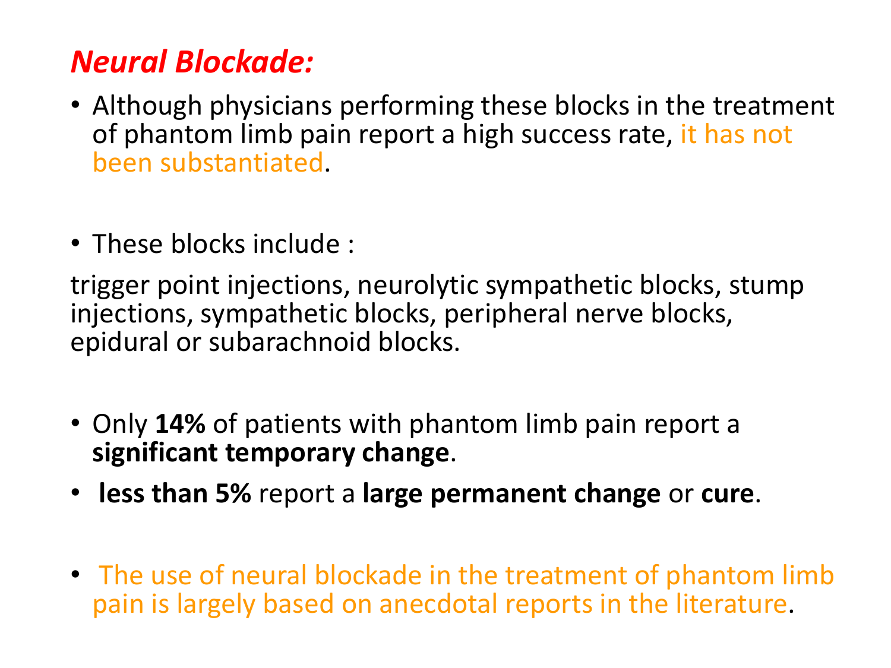## *Neural Blockade:*

- Although physicians performing these blocks in the treatment of phantom limb pain report a high success rate, it has not been substantiated.

- These blocks include :

trigger point injections, neurolytic sympathetic blocks, stump injections, sympathetic blocks, peripheral nerve blocks, epidural or subarachnoid blocks.

- Only **14%** of patients with phantom limb pain report a **significant temporary change**.
- **less than 5%** report a **large permanent change** or **cure**.

- The use of neural blockade in the treatment of phantom limb pain is largely based on anecdotal reports in the literature.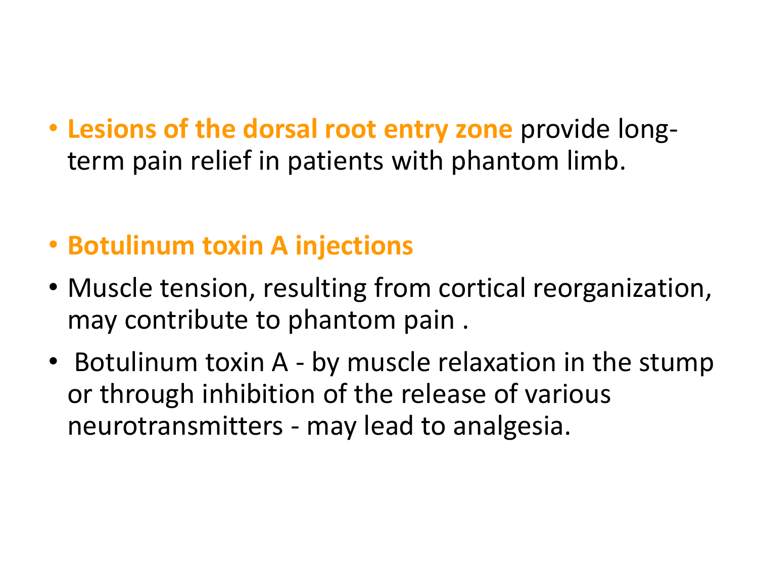- **Lesions of the dorsal root entry zone** provide long-term pain relief in patients with phantom limb.

- **Botulinum toxin A injections**
- Muscle tension, resulting from cortical reorganization, may contribute to phantom pain .
- Botulinum toxin A - by muscle relaxation in the stump or through inhibition of the release of various neurotransmitters - may lead to analgesia.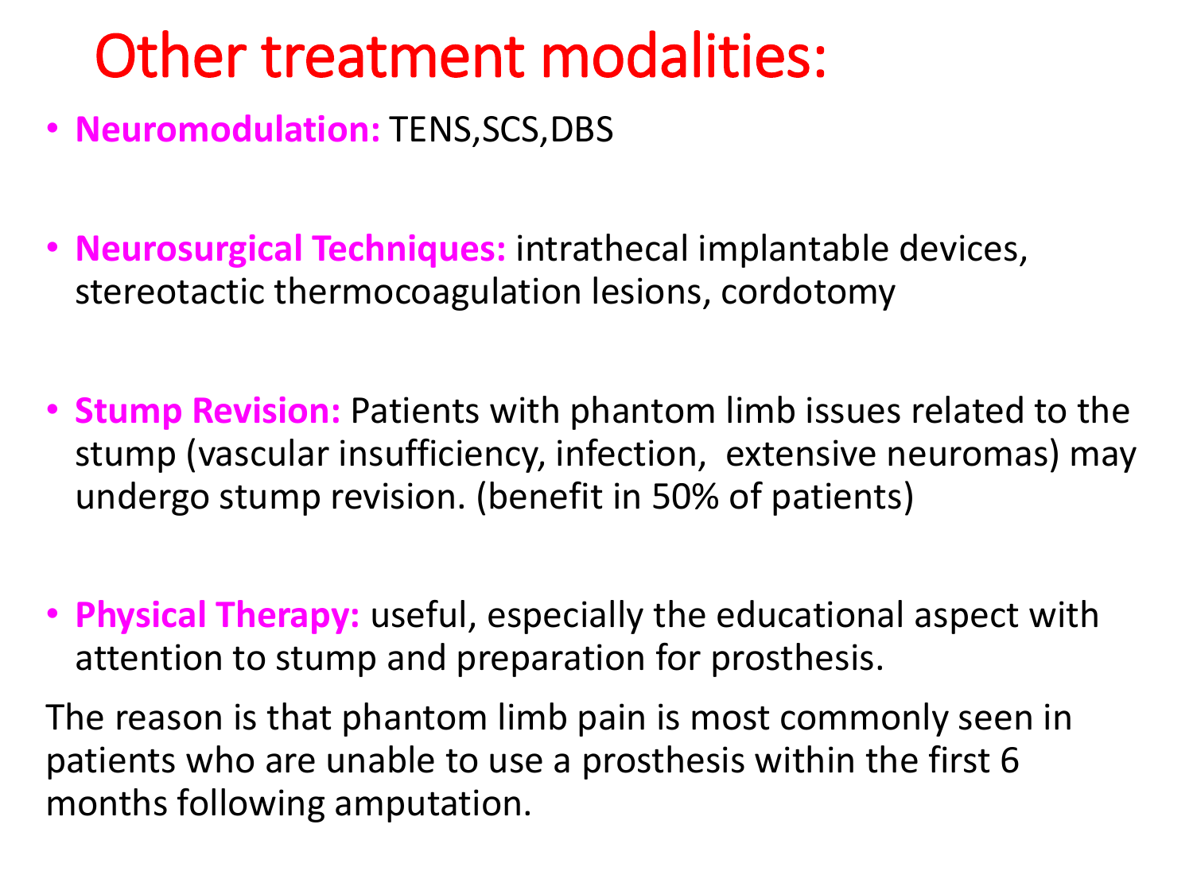# Other treatment modalities:

- **Neuromodulation:** TENS,SCS,DBS
- **Neurosurgical Techniques:** intrathecal implantable devices, stereotactic thermocoagulation lesions, cordotomy
- **Stump Revision:** Patients with phantom limb issues related to the stump (vascular insufficiency, infection, extensive neuromas) may undergo stump revision. (benefit in 50% of patients)
- **Physical Therapy:** useful, especially the educational aspect with attention to stump and preparation for prosthesis.

The reason is that phantom limb pain is most commonly seen in patients who are unable to use a prosthesis within the first 6 months following amputation.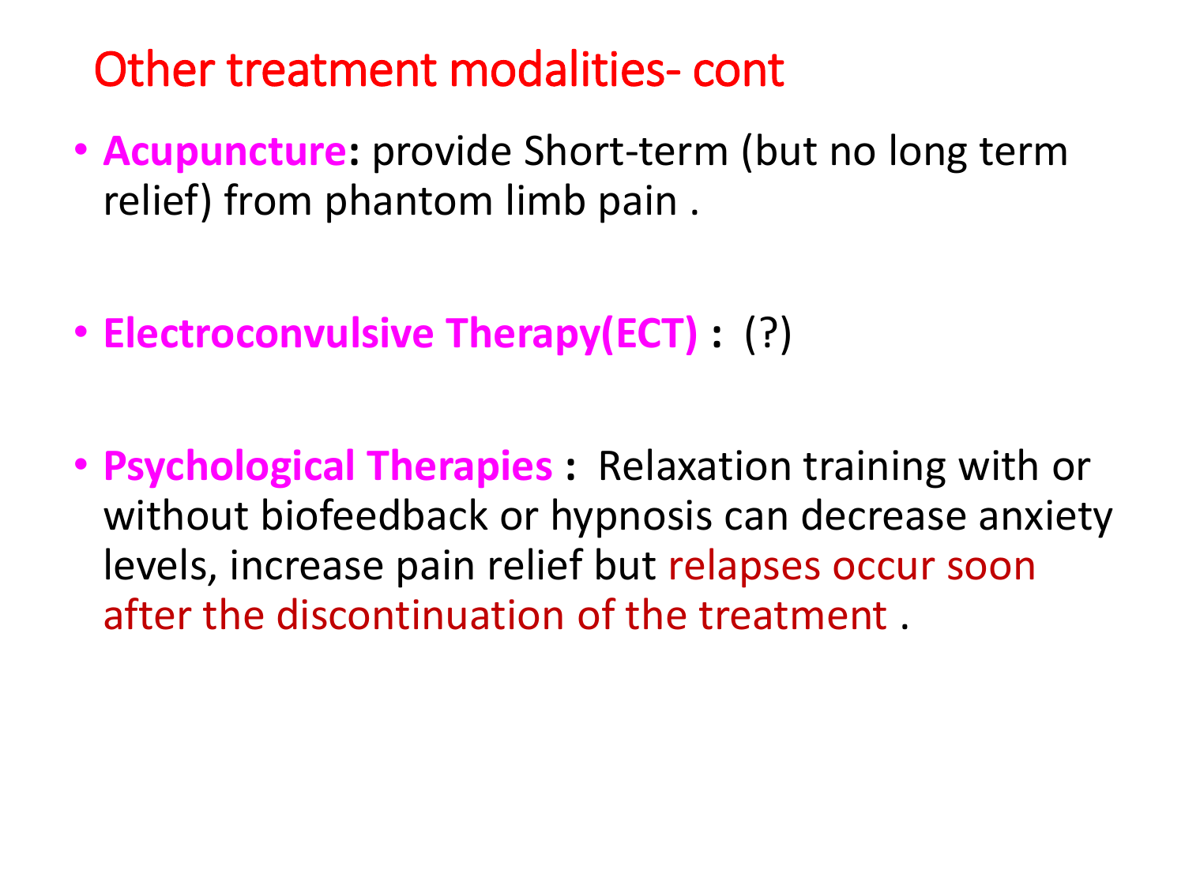# Other treatment modalities- cont

- **Acupuncture:** provide Short-term (but no long term relief) from phantom limb pain .

- **Electroconvulsive Therapy(ECT) :** (?)

- **Psychological Therapies :** Relaxation training with or without biofeedback or hypnosis can decrease anxiety levels, increase pain relief but relapses occur soon after the discontinuation of the treatment .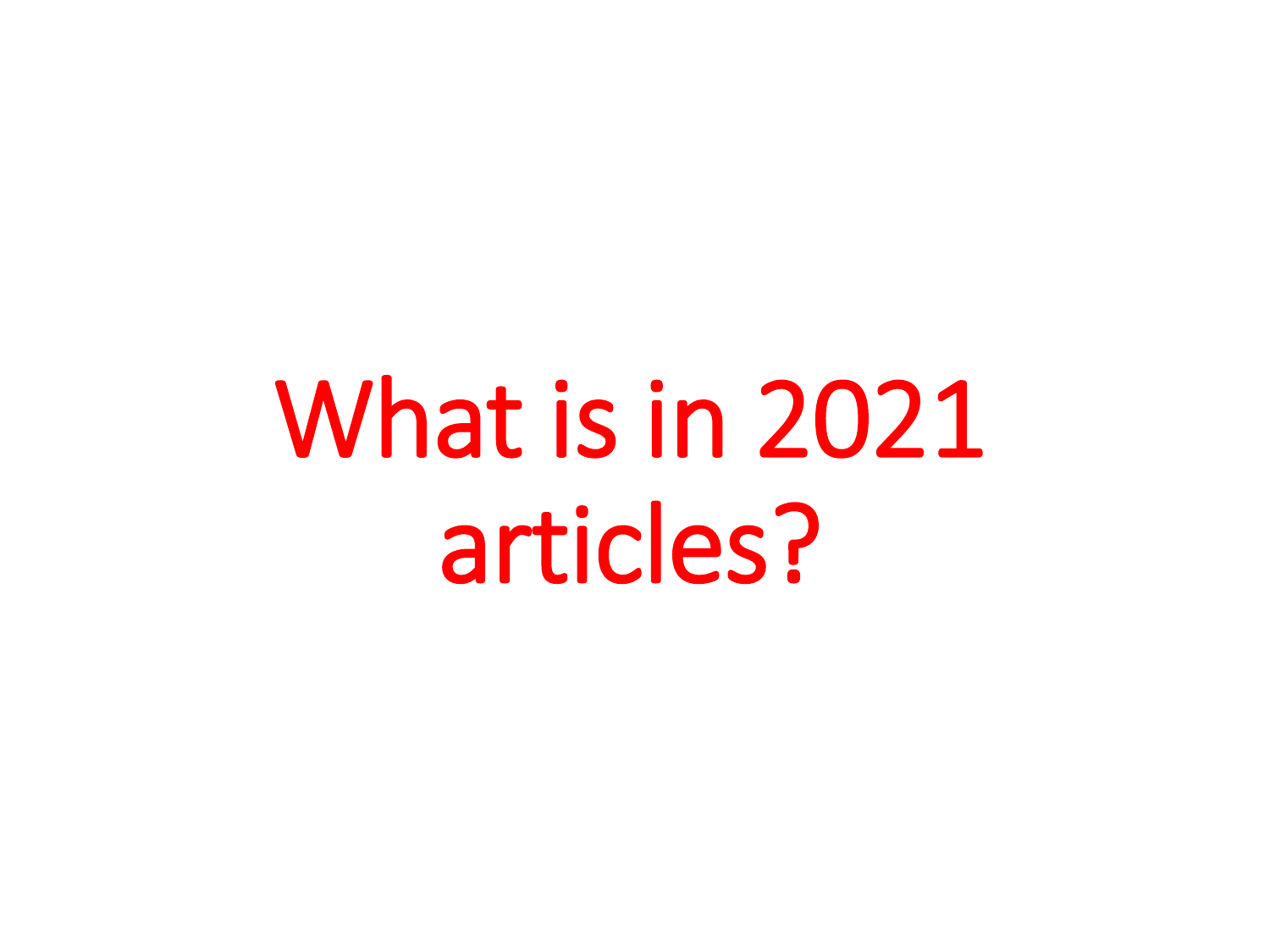# What is in 2021 articles?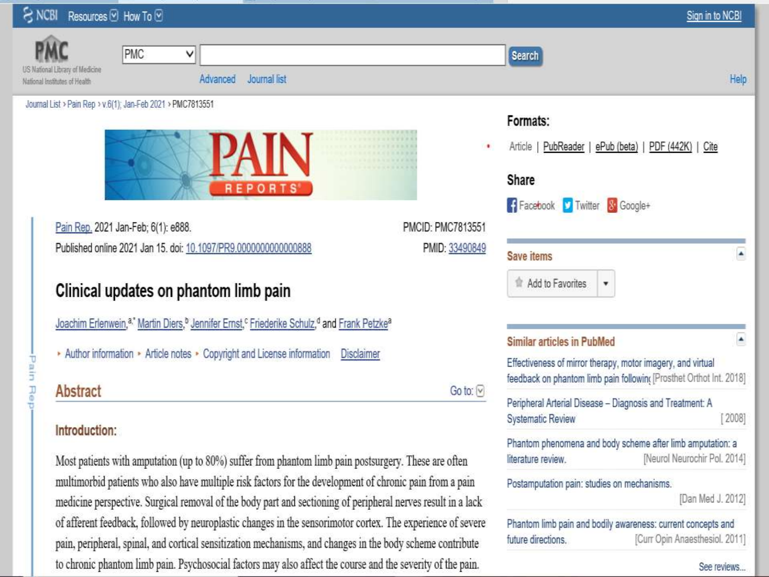Journal List › Pain Rep › v.6(1); Jan-Feb 2021 › PMC7813551

Pain Rep. 2021 Jan-Feb; 6(1): e888.
Published online 2021 Jan 15. doi: 10.1097/PR9.0000000000000888

PMCID: PMC7813551
PMID: 33490849

# Clinical updates on phantom limb pain

Joachim Erlenwein,[a,*] Martin Diers,[b] Jennifer Ernst,[c] Friederike Schulz,[d] and Frank Petzke[a]

Author information • Article notes • Copyright and License information Disclaimer

## Abstract

### Introduction:

Most patients with amputation (up to 80%) suffer from phantom limb pain postsurgery. These are often multimorbid patients who also have multiple risk factors for the development of chronic pain from a pain medicine perspective. Surgical removal of the body part and sectioning of peripheral nerves result in a lack of afferent feedback, followed by neuroplastic changes in the sensorimotor cortex. The experience of severe pain, peripheral, spinal, and cortical sensitization mechanisms, and changes in the body scheme contribute to chronic phantom limb pain. Psychosocial factors may also affect the course and the severity of the pain.

**Formats:** Article | PubReader | ePub (beta) | PDF (442K) | Cite

**Share:** Facebook | Twitter | Google+

**Save items:** Add to Favorites

**Similar articles in PubMed**

- Effectiveness of mirror therapy, motor imagery, and virtual feedback on phantom limb pain following [Prosthet Orthot Int. 2018]
- Peripheral Arterial Disease – Diagnosis and Treatment: A Systematic Review [2008]
- Phantom phenomena and body scheme after limb amputation: a literature review. [Neurol Neurochir Pol. 2014]
- Postamputation pain: studies on mechanisms. [Dan Med J. 2012]
- Phantom limb pain and bodily awareness: current concepts and future directions. [Curr Opin Anaesthesiol. 2011]

See reviews...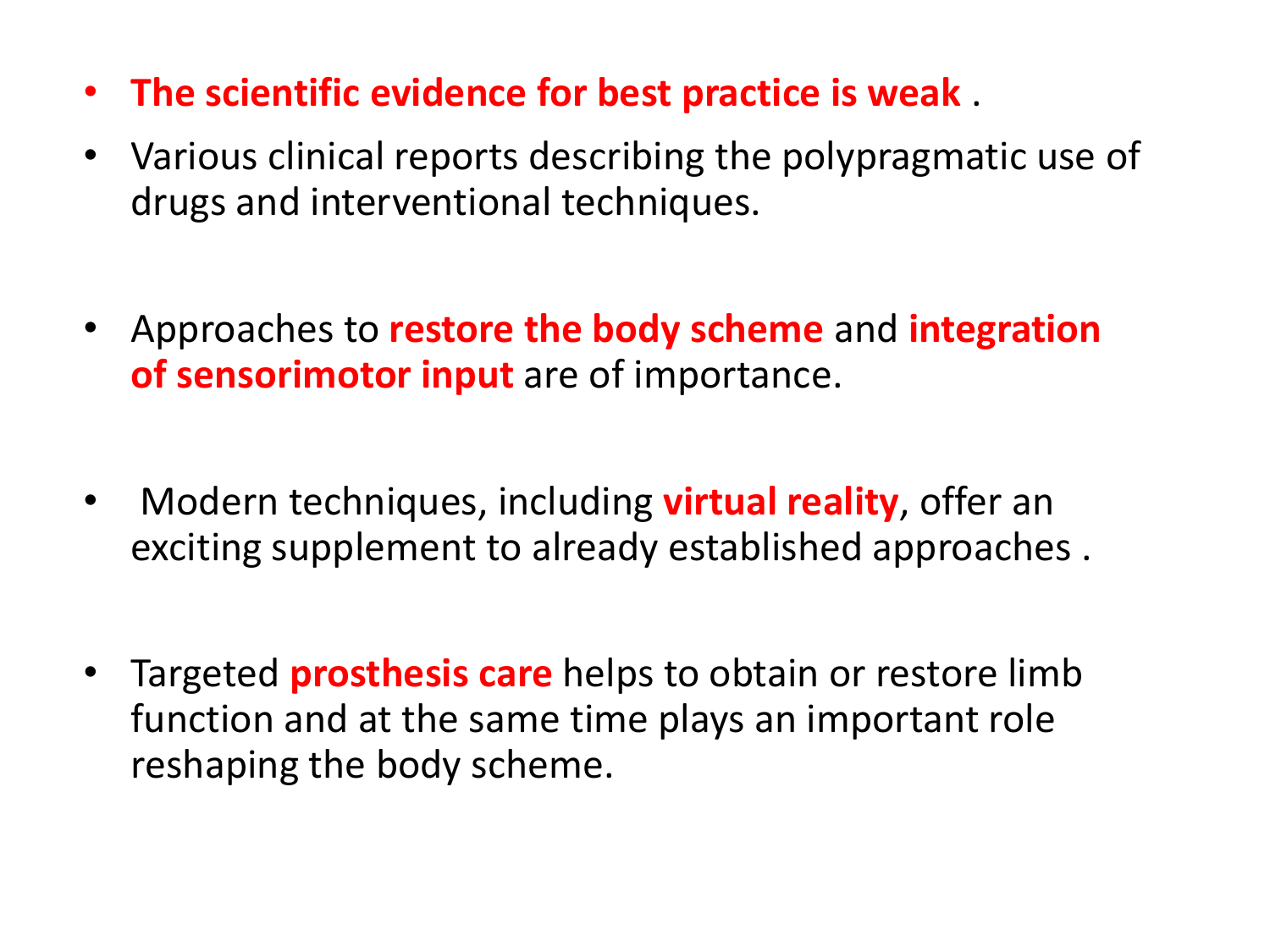- **The scientific evidence for best practice is weak** .
- Various clinical reports describing the polypragmatic use of drugs and interventional techniques.
- Approaches to **restore the body scheme** and **integration of sensorimotor input** are of importance.
- Modern techniques, including **virtual reality**, offer an exciting supplement to already established approaches .
- Targeted **prosthesis care** helps to obtain or restore limb function and at the same time plays an important role reshaping the body scheme.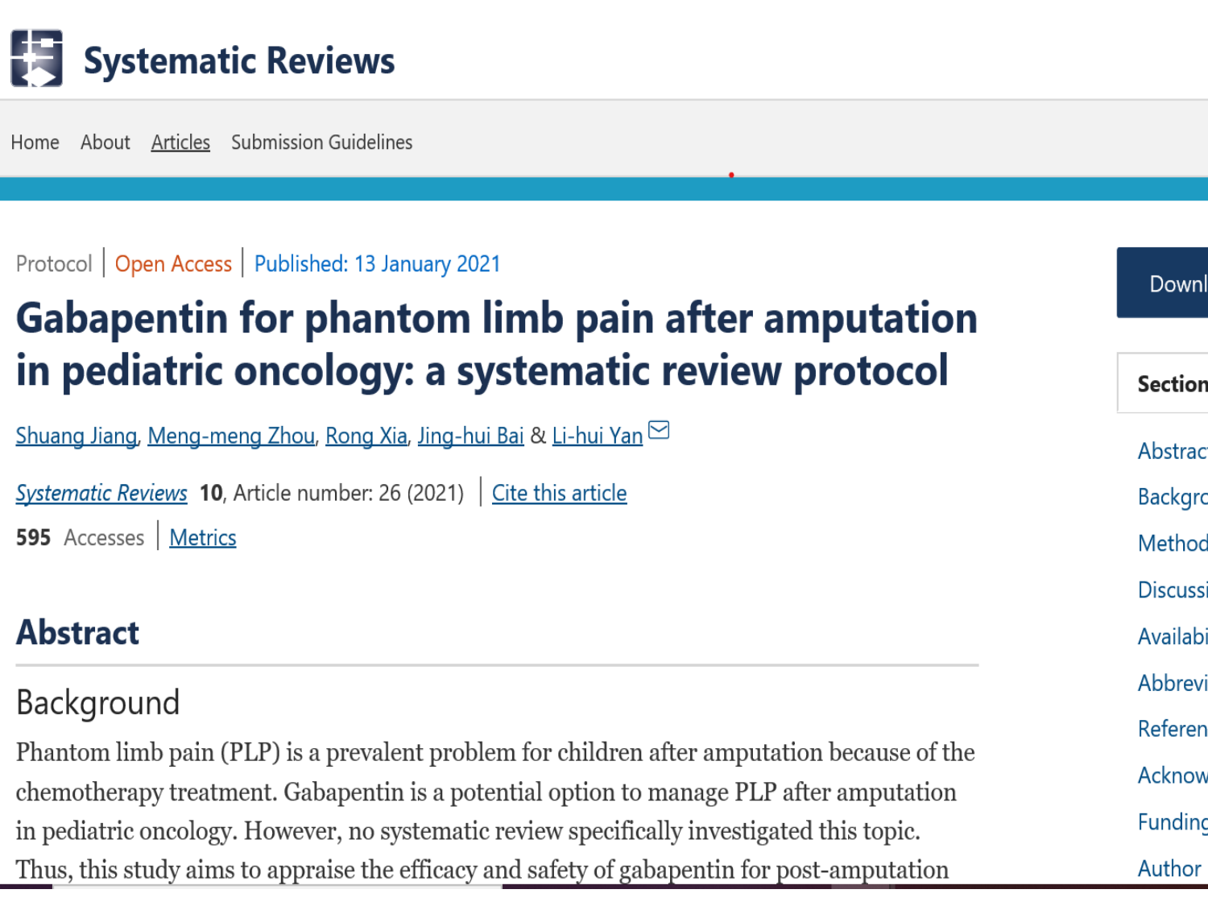Protocol | Open Access | Published: 13 January 2021

# Gabapentin for phantom limb pain after amputation in pediatric oncology: a systematic review protocol

Shuang Jiang, Meng-meng Zhou, Rong Xia, Jing-hui Bai & Li-hui Yan

*Systematic Reviews* **10**, Article number: 26 (2021) | Cite this article

**595** Accesses | Metrics

## Abstract

### Background

Phantom limb pain (PLP) is a prevalent problem for children after amputation because of the chemotherapy treatment. Gabapentin is a potential option to manage PLP after amputation in pediatric oncology. However, no systematic review specifically investigated this topic. Thus, this study aims to appraise the efficacy and safety of gabapentin for post-amputation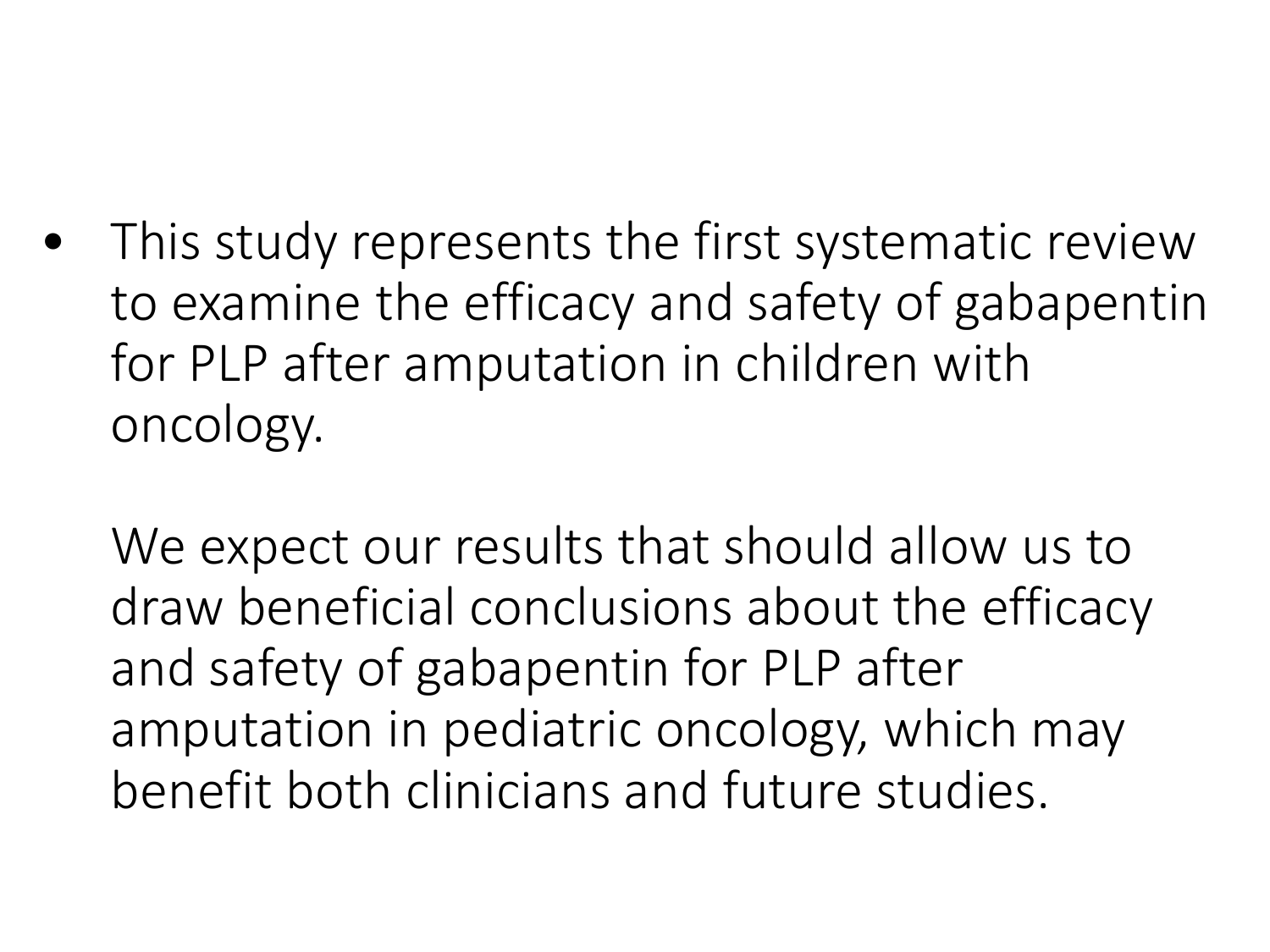- This study represents the first systematic review to examine the efficacy and safety of gabapentin for PLP after amputation in children with oncology.

  We expect our results that should allow us to draw beneficial conclusions about the efficacy and safety of gabapentin for PLP after amputation in pediatric oncology, which may benefit both clinicians and future studies.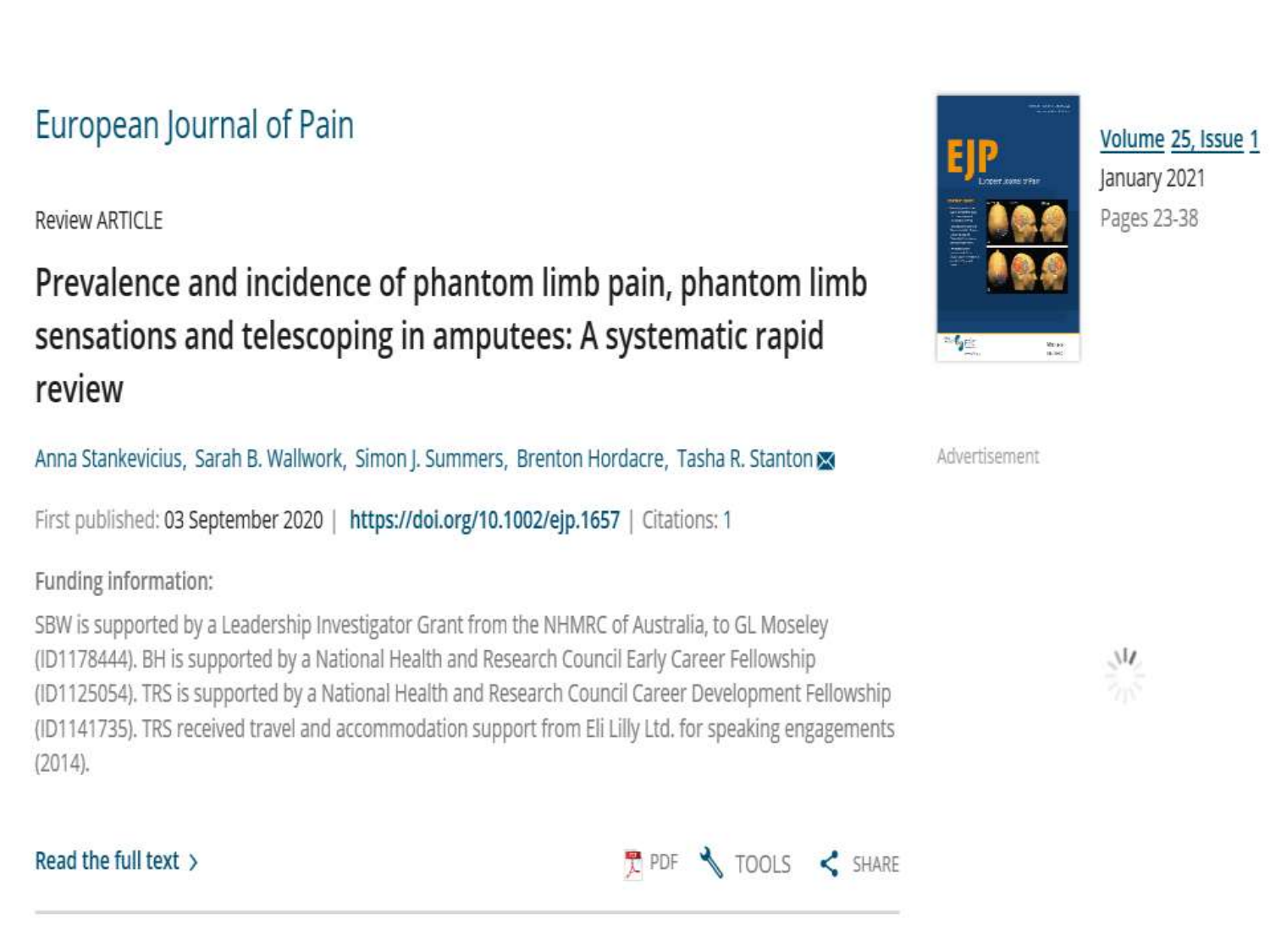European Journal of Pain

Review ARTICLE

# Prevalence and incidence of phantom limb pain, phantom limb sensations and telescoping in amputees: A systematic rapid review

Anna Stankevicius, Sarah B. Wallwork, Simon J. Summers, Brenton Hordacre, Tasha R. Stanton

First published: 03 September 2020 | https://doi.org/10.1002/ejp.1657 | Citations: 1

Volume 25, Issue 1
January 2021
Pages 23-38

**Funding information:**

SBW is supported by a Leadership Investigator Grant from the NHMRC of Australia, to GL Moseley (ID1178444). BH is supported by a National Health and Research Council Early Career Fellowship (ID1125054). TRS is supported by a National Health and Research Council Career Development Fellowship (ID1141735). TRS received travel and accommodation support from Eli Lilly Ltd. for speaking engagements (2014).

Read the full text › PDF TOOLS SHARE

Advertisement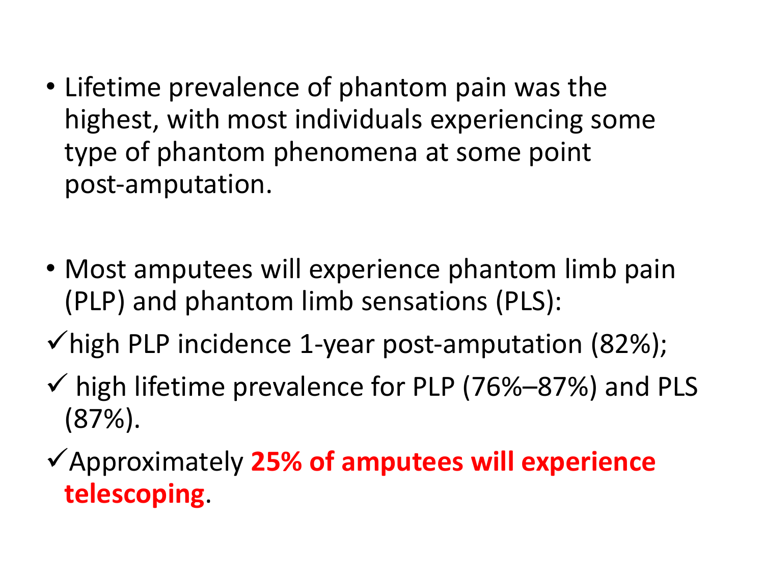- Lifetime prevalence of phantom pain was the highest, with most individuals experiencing some type of phantom phenomena at some point post-amputation.

- Most amputees will experience phantom limb pain (PLP) and phantom limb sensations (PLS):

✓ high PLP incidence 1-year post-amputation (82%);

✓ high lifetime prevalence for PLP (76%–87%) and PLS (87%).

✓ Approximately **25% of amputees will experience telescoping**.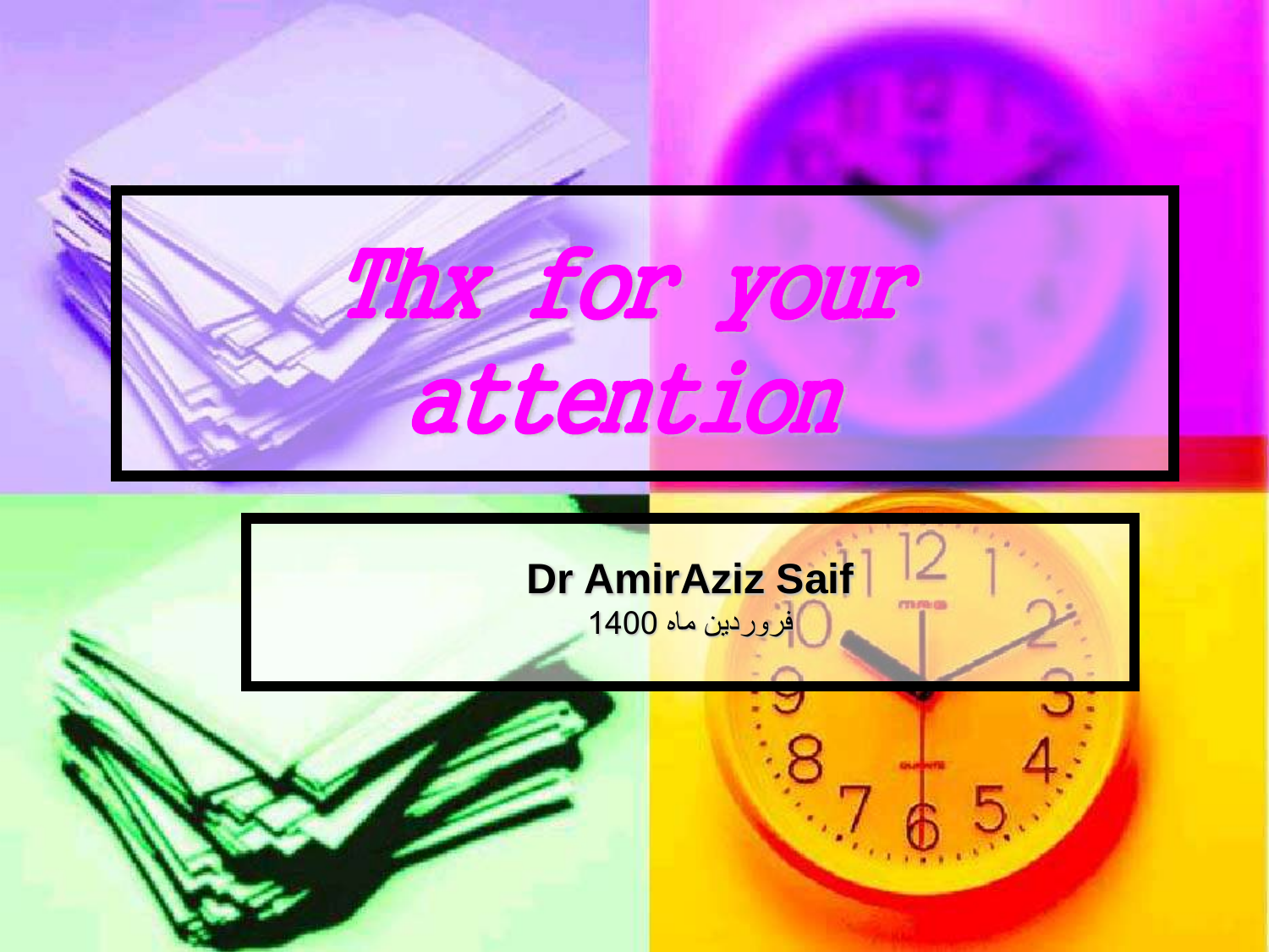# *Thx for your attention*

**Dr AmirAziz Saif**

فروردین ماه 1400